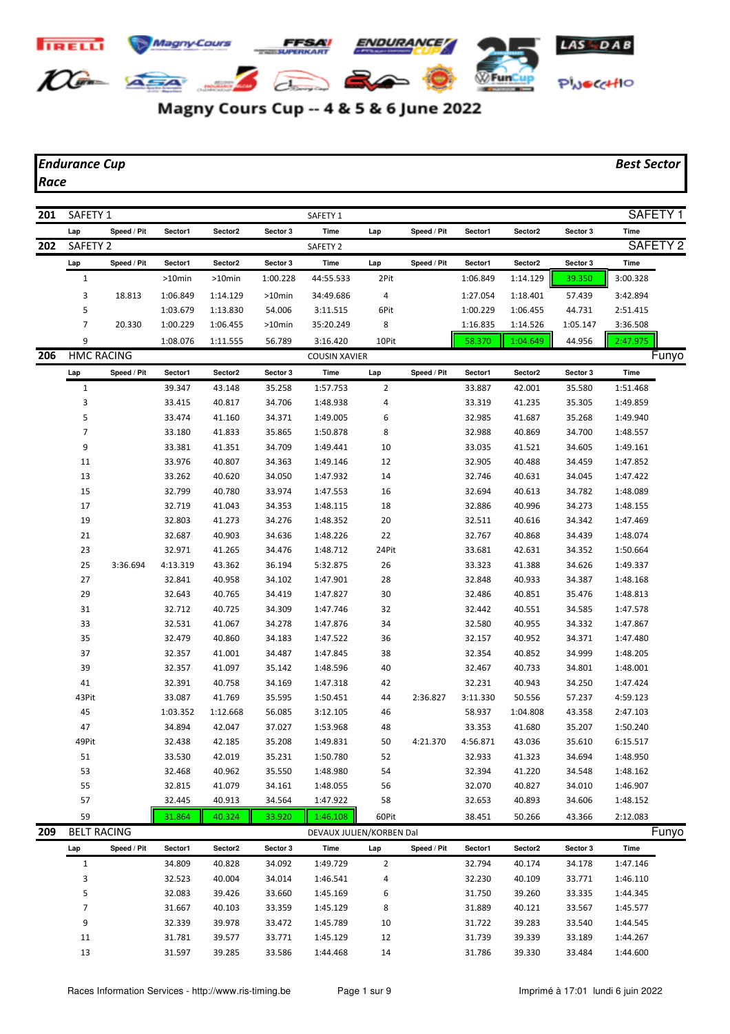# Magny Cours Cup -- 4 & 5 & 6 June 2022

## *Endurance Cup* — *Race*

***Best Sector***

### 201 SAFETY 1 — SAFETY 1 — SAFETY 1

| Lap | Speed / Pit | Sector1 | Sector2 | Sector 3 | Time | Lap | Speed / Pit | Sector1 | Sector2 | Sector 3 | Time |
|---|---|---|---|---|---|---|---|---|---|---|---|

### 202 SAFETY 2 — SAFETY 2 — SAFETY 2

| Lap | Speed / Pit | Sector1 | Sector2 | Sector 3 | Time | Lap | Speed / Pit | Sector1 | Sector2 | Sector 3 | Time |
|---|---|---|---|---|---|---|---|---|---|---|---|
| 1 | | >10min | >10min | 1:00.228 | 44:55.533 | 2Pit | | 1:06.849 | 1:14.129 | 39.350 | 3:00.328 |
| 3 | 18.813 | 1:06.849 | 1:14.129 | >10min | 34:49.686 | 4 | | 1:27.054 | 1:18.401 | 57.439 | 3:42.894 |
| 5 | | 1:03.679 | 1:13.830 | 54.006 | 3:11.515 | 6Pit | | 1:00.229 | 1:06.455 | 44.731 | 2:51.415 |
| 7 | 20.330 | 1:00.229 | 1:06.455 | >10min | 35:20.249 | 8 | | 1:16.835 | 1:14.526 | 1:05.147 | 3:36.508 |
| 9 | | 1:08.076 | 1:11.555 | 56.789 | 3:16.420 | 10Pit | | 58.370 | 1:04.649 | 44.956 | 2:47.975 |

### 206 HMC RACING — COUSIN XAVIER — Funyo

| Lap | Speed / Pit | Sector1 | Sector2 | Sector 3 | Time | Lap | Speed / Pit | Sector1 | Sector2 | Sector 3 | Time |
|---|---|---|---|---|---|---|---|---|---|---|---|
| 1 | | 39.347 | 43.148 | 35.258 | 1:57.753 | 2 | | 33.887 | 42.001 | 35.580 | 1:51.468 |
| 3 | | 33.415 | 40.817 | 34.706 | 1:48.938 | 4 | | 33.319 | 41.235 | 35.305 | 1:49.859 |
| 5 | | 33.474 | 41.160 | 34.371 | 1:49.005 | 6 | | 32.985 | 41.687 | 35.268 | 1:49.940 |
| 7 | | 33.180 | 41.833 | 35.865 | 1:50.878 | 8 | | 32.988 | 40.869 | 34.700 | 1:48.557 |
| 9 | | 33.381 | 41.351 | 34.709 | 1:49.441 | 10 | | 33.035 | 41.521 | 34.605 | 1:49.161 |
| 11 | | 33.976 | 40.807 | 34.363 | 1:49.146 | 12 | | 32.905 | 40.488 | 34.459 | 1:47.852 |
| 13 | | 33.262 | 40.620 | 34.050 | 1:47.932 | 14 | | 32.746 | 40.631 | 34.045 | 1:47.422 |
| 15 | | 32.799 | 40.780 | 33.974 | 1:47.553 | 16 | | 32.694 | 40.613 | 34.782 | 1:48.089 |
| 17 | | 32.719 | 41.043 | 34.353 | 1:48.115 | 18 | | 32.886 | 40.996 | 34.273 | 1:48.155 |
| 19 | | 32.803 | 41.273 | 34.276 | 1:48.352 | 20 | | 32.511 | 40.616 | 34.342 | 1:47.469 |
| 21 | | 32.687 | 40.903 | 34.636 | 1:48.226 | 22 | | 32.767 | 40.868 | 34.439 | 1:48.074 |
| 23 | | 32.971 | 41.265 | 34.476 | 1:48.712 | 24Pit | | 33.681 | 42.631 | 34.352 | 1:50.664 |
| 25 | 3:36.694 | 4:13.319 | 43.362 | 36.194 | 5:32.875 | 26 | | 33.323 | 41.388 | 34.626 | 1:49.337 |
| 27 | | 32.841 | 40.958 | 34.102 | 1:47.901 | 28 | | 32.848 | 40.933 | 34.387 | 1:48.168 |
| 29 | | 32.643 | 40.765 | 34.419 | 1:47.827 | 30 | | 32.486 | 40.851 | 35.476 | 1:48.813 |
| 31 | | 32.712 | 40.725 | 34.309 | 1:47.746 | 32 | | 32.442 | 40.551 | 34.585 | 1:47.578 |
| 33 | | 32.531 | 41.067 | 34.278 | 1:47.876 | 34 | | 32.580 | 40.955 | 34.332 | 1:47.867 |
| 35 | | 32.479 | 40.860 | 34.183 | 1:47.522 | 36 | | 32.157 | 40.952 | 34.371 | 1:47.480 |
| 37 | | 32.357 | 41.001 | 34.487 | 1:47.845 | 38 | | 32.354 | 40.852 | 34.999 | 1:48.205 |
| 39 | | 32.357 | 41.097 | 35.142 | 1:48.596 | 40 | | 32.467 | 40.733 | 34.801 | 1:48.001 |
| 41 | | 32.391 | 40.758 | 34.169 | 1:47.318 | 42 | | 32.231 | 40.943 | 34.250 | 1:47.424 |
| 43Pit | | 33.087 | 41.769 | 35.595 | 1:50.451 | 44 | 2:36.827 | 3:11.330 | 50.556 | 57.237 | 4:59.123 |
| 45 | | 1:03.352 | 1:12.668 | 56.085 | 3:12.105 | 46 | | 58.937 | 1:04.808 | 43.358 | 2:47.103 |
| 47 | | 34.894 | 42.047 | 37.027 | 1:53.968 | 48 | | 33.353 | 41.680 | 35.207 | 1:50.240 |
| 49Pit | | 32.438 | 42.185 | 35.208 | 1:49.831 | 50 | 4:21.370 | 4:56.871 | 43.036 | 35.610 | 6:15.517 |
| 51 | | 33.530 | 42.019 | 35.231 | 1:50.780 | 52 | | 32.933 | 41.323 | 34.694 | 1:48.950 |
| 53 | | 32.468 | 40.962 | 35.550 | 1:48.980 | 54 | | 32.394 | 41.220 | 34.548 | 1:48.162 |
| 55 | | 32.815 | 41.079 | 34.161 | 1:48.055 | 56 | | 32.070 | 40.827 | 34.010 | 1:46.907 |
| 57 | | 32.445 | 40.913 | 34.564 | 1:47.922 | 58 | | 32.653 | 40.893 | 34.606 | 1:48.152 |
| 59 | | 31.864 | 40.324 | 33.920 | 1:46.108 | 60Pit | | 38.451 | 50.266 | 43.366 | 2:12.083 |

### 209 BELT RACING — DEVAUX JULIEN/KORBEN Dal — Funyo

| Lap | Speed / Pit | Sector1 | Sector2 | Sector 3 | Time | Lap | Speed / Pit | Sector1 | Sector2 | Sector 3 | Time |
|---|---|---|---|---|---|---|---|---|---|---|---|
| 1 | | 34.809 | 40.828 | 34.092 | 1:49.729 | 2 | | 32.794 | 40.174 | 34.178 | 1:47.146 |
| 3 | | 32.523 | 40.004 | 34.014 | 1:46.541 | 4 | | 32.230 | 40.109 | 33.771 | 1:46.110 |
| 5 | | 32.083 | 39.426 | 33.660 | 1:45.169 | 6 | | 31.750 | 39.260 | 33.335 | 1:44.345 |
| 7 | | 31.667 | 40.103 | 33.359 | 1:45.129 | 8 | | 31.889 | 40.121 | 33.567 | 1:45.577 |
| 9 | | 32.339 | 39.978 | 33.472 | 1:45.789 | 10 | | 31.722 | 39.283 | 33.540 | 1:44.545 |
| 11 | | 31.781 | 39.577 | 33.771 | 1:45.129 | 12 | | 31.739 | 39.339 | 33.189 | 1:44.267 |
| 13 | | 31.597 | 39.285 | 33.586 | 1:44.468 | 14 | | 31.786 | 39.330 | 33.484 | 1:44.600 |

Races Information Services - http://www.ris-timing.be — Imprimé à 17:01 lundi 6 juin 2022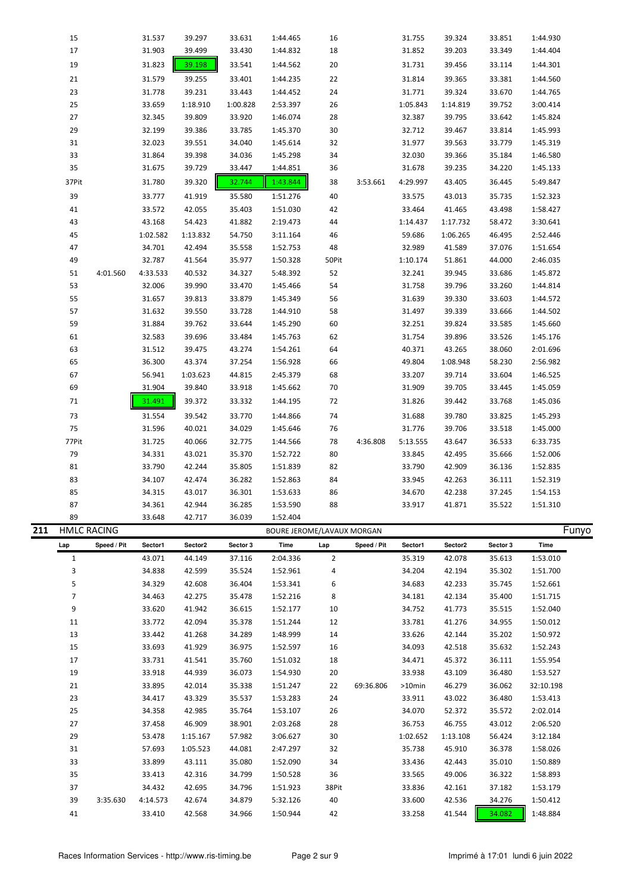| Lap | Speed / Pit | Sector1 | Sector2 | Sector 3 | Time | Lap | Speed / Pit | Sector1 | Sector2 | Sector 3 | Time |
|---|---|---|---|---|---|---|---|---|---|---|---|
| 15 | | 31.537 | 39.297 | 33.631 | 1:44.465 | 16 | | 31.755 | 39.324 | 33.851 | 1:44.930 |
| 17 | | 31.903 | 39.499 | 33.430 | 1:44.832 | 18 | | 31.852 | 39.203 | 33.349 | 1:44.404 |
| 19 | | 31.823 | 39.198 | 33.541 | 1:44.562 | 20 | | 31.731 | 39.456 | 33.114 | 1:44.301 |
| 21 | | 31.579 | 39.255 | 33.401 | 1:44.235 | 22 | | 31.814 | 39.365 | 33.381 | 1:44.560 |
| 23 | | 31.778 | 39.231 | 33.443 | 1:44.452 | 24 | | 31.771 | 39.324 | 33.670 | 1:44.765 |
| 25 | | 33.659 | 1:18.910 | 1:00.828 | 2:53.397 | 26 | | 1:05.843 | 1:14.819 | 39.752 | 3:00.414 |
| 27 | | 32.345 | 39.809 | 33.920 | 1:46.074 | 28 | | 32.387 | 39.795 | 33.642 | 1:45.824 |
| 29 | | 32.199 | 39.386 | 33.785 | 1:45.370 | 30 | | 32.712 | 39.467 | 33.814 | 1:45.993 |
| 31 | | 32.023 | 39.551 | 34.040 | 1:45.614 | 32 | | 31.977 | 39.563 | 33.779 | 1:45.319 |
| 33 | | 31.864 | 39.398 | 34.036 | 1:45.298 | 34 | | 32.030 | 39.366 | 35.184 | 1:46.580 |
| 35 | | 31.675 | 39.729 | 33.447 | 1:44.851 | 36 | | 31.678 | 39.235 | 34.220 | 1:45.133 |
| 37Pit | | 31.780 | 39.320 | 32.744 | 1:43.844 | 38 | 3:53.661 | 4:29.997 | 43.405 | 36.445 | 5:49.847 |
| 39 | | 33.777 | 41.919 | 35.580 | 1:51.276 | 40 | | 33.575 | 43.013 | 35.735 | 1:52.323 |
| 41 | | 33.572 | 42.055 | 35.403 | 1:51.030 | 42 | | 33.464 | 41.465 | 43.498 | 1:58.427 |
| 43 | | 43.168 | 54.423 | 41.882 | 2:19.473 | 44 | | 1:14.437 | 1:17.732 | 58.472 | 3:30.641 |
| 45 | | 1:02.582 | 1:13.832 | 54.750 | 3:11.164 | 46 | | 59.686 | 1:06.265 | 46.495 | 2:52.446 |
| 47 | | 34.701 | 42.494 | 35.558 | 1:52.753 | 48 | | 32.989 | 41.589 | 37.076 | 1:51.654 |
| 49 | | 32.787 | 41.564 | 35.977 | 1:50.328 | 50Pit | | 1:10.174 | 51.861 | 44.000 | 2:46.035 |
| 51 | 4:01.560 | 4:33.533 | 40.532 | 34.327 | 5:48.392 | 52 | | 32.241 | 39.945 | 33.686 | 1:45.872 |
| 53 | | 32.006 | 39.990 | 33.470 | 1:45.466 | 54 | | 31.758 | 39.796 | 33.260 | 1:44.814 |
| 55 | | 31.657 | 39.813 | 33.879 | 1:45.349 | 56 | | 31.639 | 39.330 | 33.603 | 1:44.572 |
| 57 | | 31.632 | 39.550 | 33.728 | 1:44.910 | 58 | | 31.497 | 39.339 | 33.666 | 1:44.502 |
| 59 | | 31.884 | 39.762 | 33.644 | 1:45.290 | 60 | | 32.251 | 39.824 | 33.585 | 1:45.660 |
| 61 | | 32.583 | 39.696 | 33.484 | 1:45.763 | 62 | | 31.754 | 39.896 | 33.526 | 1:45.176 |
| 63 | | 31.512 | 39.475 | 43.274 | 1:54.261 | 64 | | 40.371 | 43.265 | 38.060 | 2:01.696 |
| 65 | | 36.300 | 43.374 | 37.254 | 1:56.928 | 66 | | 49.804 | 1:08.948 | 58.230 | 2:56.982 |
| 67 | | 56.941 | 1:03.623 | 44.815 | 2:45.379 | 68 | | 33.207 | 39.714 | 33.604 | 1:46.525 |
| 69 | | 31.904 | 39.840 | 33.918 | 1:45.662 | 70 | | 31.909 | 39.705 | 33.445 | 1:45.059 |
| 71 | | 31.491 | 39.372 | 33.332 | 1:44.195 | 72 | | 31.826 | 39.442 | 33.768 | 1:45.036 |
| 73 | | 31.554 | 39.542 | 33.770 | 1:44.866 | 74 | | 31.688 | 39.780 | 33.825 | 1:45.293 |
| 75 | | 31.596 | 40.021 | 34.029 | 1:45.646 | 76 | | 31.776 | 39.706 | 33.518 | 1:45.000 |
| 77Pit | | 31.725 | 40.066 | 32.775 | 1:44.566 | 78 | 4:36.808 | 5:13.555 | 43.647 | 36.533 | 6:33.735 |
| 79 | | 34.331 | 43.021 | 35.370 | 1:52.722 | 80 | | 33.845 | 42.495 | 35.666 | 1:52.006 |
| 81 | | 33.790 | 42.244 | 35.805 | 1:51.839 | 82 | | 33.790 | 42.909 | 36.136 | 1:52.835 |
| 83 | | 34.107 | 42.474 | 36.282 | 1:52.863 | 84 | | 33.945 | 42.263 | 36.111 | 1:52.319 |
| 85 | | 34.315 | 43.017 | 36.301 | 1:53.633 | 86 | | 34.670 | 42.238 | 37.245 | 1:54.153 |
| 87 | | 34.361 | 42.944 | 36.285 | 1:53.590 | 88 | | 33.917 | 41.871 | 35.522 | 1:51.310 |
| 89 | | 33.648 | 42.717 | 36.039 | 1:52.404 | | | | | | |

**211 HMLC RACING** — BOURE JEROME/LAVAUX MORGAN — Funyo

| Lap | Speed / Pit | Sector1 | Sector2 | Sector 3 | Time | Lap | Speed / Pit | Sector1 | Sector2 | Sector 3 | Time |
|---|---|---|---|---|---|---|---|---|---|---|---|
| 1 | | 43.071 | 44.149 | 37.116 | 2:04.336 | 2 | | 35.319 | 42.078 | 35.613 | 1:53.010 |
| 3 | | 34.838 | 42.599 | 35.524 | 1:52.961 | 4 | | 34.204 | 42.194 | 35.302 | 1:51.700 |
| 5 | | 34.329 | 42.608 | 36.404 | 1:53.341 | 6 | | 34.683 | 42.233 | 35.745 | 1:52.661 |
| 7 | | 34.463 | 42.275 | 35.478 | 1:52.216 | 8 | | 34.181 | 42.134 | 35.400 | 1:51.715 |
| 9 | | 33.620 | 41.942 | 36.615 | 1:52.177 | 10 | | 34.752 | 41.773 | 35.515 | 1:52.040 |
| 11 | | 33.772 | 42.094 | 35.378 | 1:51.244 | 12 | | 33.781 | 41.276 | 34.955 | 1:50.012 |
| 13 | | 33.442 | 41.268 | 34.289 | 1:48.999 | 14 | | 33.626 | 42.144 | 35.202 | 1:50.972 |
| 15 | | 33.693 | 41.929 | 36.975 | 1:52.597 | 16 | | 34.093 | 42.518 | 35.632 | 1:52.243 |
| 17 | | 33.731 | 41.541 | 35.760 | 1:51.032 | 18 | | 34.471 | 45.372 | 36.111 | 1:55.954 |
| 19 | | 33.918 | 44.939 | 36.073 | 1:54.930 | 20 | | 33.938 | 43.109 | 36.480 | 1:53.527 |
| 21 | | 33.895 | 42.014 | 35.338 | 1:51.247 | 22 | 69:36.806 | >10min | 46.279 | 36.062 | 32:10.198 |
| 23 | | 34.417 | 43.329 | 35.537 | 1:53.283 | 24 | | 33.911 | 43.022 | 36.480 | 1:53.413 |
| 25 | | 34.358 | 42.985 | 35.764 | 1:53.107 | 26 | | 34.070 | 52.372 | 35.572 | 2:02.014 |
| 27 | | 37.458 | 46.909 | 38.901 | 2:03.268 | 28 | | 36.753 | 46.755 | 43.012 | 2:06.520 |
| 29 | | 53.478 | 1:15.167 | 57.982 | 3:06.627 | 30 | | 1:02.652 | 1:13.108 | 56.424 | 3:12.184 |
| 31 | | 57.693 | 1:05.523 | 44.081 | 2:47.297 | 32 | | 35.738 | 45.910 | 36.378 | 1:58.026 |
| 33 | | 33.899 | 43.111 | 35.080 | 1:52.090 | 34 | | 33.436 | 42.443 | 35.010 | 1:50.889 |
| 35 | | 33.413 | 42.316 | 34.799 | 1:50.528 | 36 | | 33.565 | 49.006 | 36.322 | 1:58.893 |
| 37 | | 34.432 | 42.695 | 34.796 | 1:51.923 | 38Pit | | 33.836 | 42.161 | 37.182 | 1:53.179 |
| 39 | 3:35.630 | 4:14.573 | 42.674 | 34.879 | 5:32.126 | 40 | | 33.600 | 42.536 | 34.276 | 1:50.412 |
| 41 | | 33.410 | 42.568 | 34.966 | 1:50.944 | 42 | | 33.258 | 41.544 | 34.082 | 1:48.884 |

Races Information Services - http://www.ris-timing.be — Imprimé à 17:01 lundi 6 juin 2022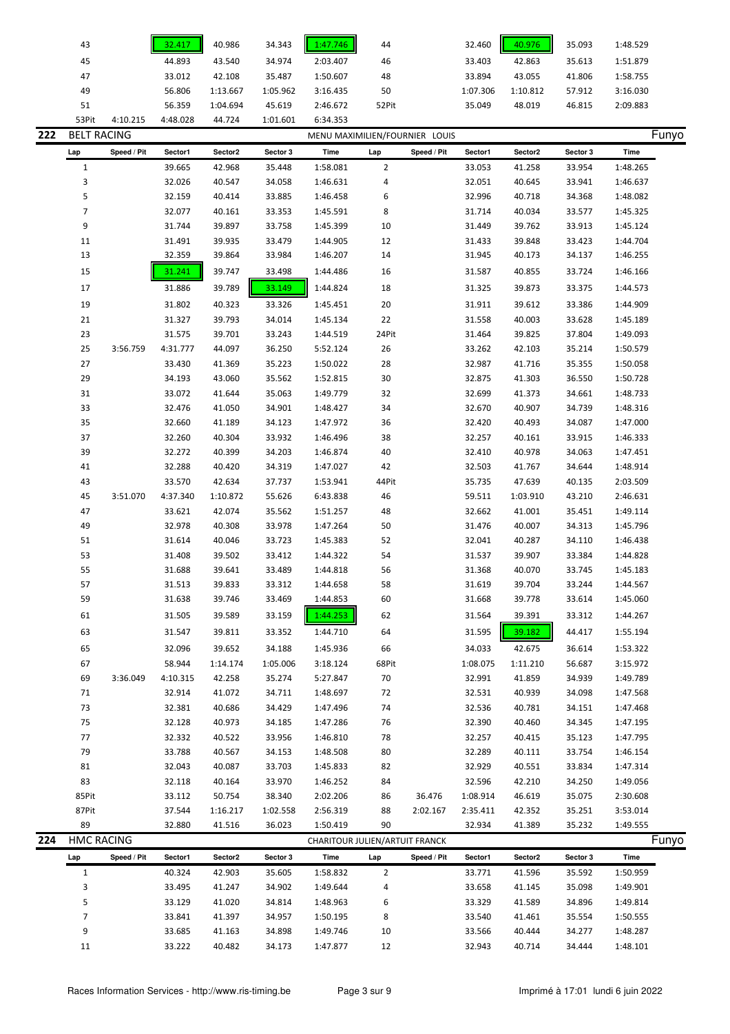| Lap | Speed / Pit | Sector1 | Sector2 | Sector 3 | Time | Lap | Speed / Pit | Sector1 | Sector2 | Sector 3 | Time |
|---|---|---|---|---|---|---|---|---|---|---|---|
| 43 | | 32.417 | 40.986 | 34.343 | 1:47.746 | 44 | | 32.460 | 40.976 | 35.093 | 1:48.529 |
| 45 | | 44.893 | 43.540 | 34.974 | 2:03.407 | 46 | | 33.403 | 42.863 | 35.613 | 1:51.879 |
| 47 | | 33.012 | 42.108 | 35.487 | 1:50.607 | 48 | | 33.894 | 43.055 | 41.806 | 1:58.755 |
| 49 | | 56.806 | 1:13.667 | 1:05.962 | 3:16.435 | 50 | | 1:07.306 | 1:10.812 | 57.912 | 3:16.030 |
| 51 | | 56.359 | 1:04.694 | 45.619 | 2:46.672 | 52Pit | | 35.049 | 48.019 | 46.815 | 2:09.883 |
| 53Pit | 4:10.215 | 4:48.028 | 44.724 | 1:01.601 | 6:34.353 | | | | | | |

## 222 BELT RACING — MENU MAXIMILIEN/FOURNIER LOUIS — Funyo

| Lap | Speed / Pit | Sector1 | Sector2 | Sector 3 | Time | Lap | Speed / Pit | Sector1 | Sector2 | Sector 3 | Time |
|---|---|---|---|---|---|---|---|---|---|---|---|
| 1 | | 39.665 | 42.968 | 35.448 | 1:58.081 | 2 | | 33.053 | 41.258 | 33.954 | 1:48.265 |
| 3 | | 32.026 | 40.547 | 34.058 | 1:46.631 | 4 | | 32.051 | 40.645 | 33.941 | 1:46.637 |
| 5 | | 32.159 | 40.414 | 33.885 | 1:46.458 | 6 | | 32.996 | 40.718 | 34.368 | 1:48.082 |
| 7 | | 32.077 | 40.161 | 33.353 | 1:45.591 | 8 | | 31.714 | 40.034 | 33.577 | 1:45.325 |
| 9 | | 31.744 | 39.897 | 33.758 | 1:45.399 | 10 | | 31.449 | 39.762 | 33.913 | 1:45.124 |
| 11 | | 31.491 | 39.935 | 33.479 | 1:44.905 | 12 | | 31.433 | 39.848 | 33.423 | 1:44.704 |
| 13 | | 32.359 | 39.864 | 33.984 | 1:46.207 | 14 | | 31.945 | 40.173 | 34.137 | 1:46.255 |
| 15 | | 31.241 | 39.747 | 33.498 | 1:44.486 | 16 | | 31.587 | 40.855 | 33.724 | 1:46.166 |
| 17 | | 31.886 | 39.789 | 33.149 | 1:44.824 | 18 | | 31.325 | 39.873 | 33.375 | 1:44.573 |
| 19 | | 31.802 | 40.323 | 33.326 | 1:45.451 | 20 | | 31.911 | 39.612 | 33.386 | 1:44.909 |
| 21 | | 31.327 | 39.793 | 34.014 | 1:45.134 | 22 | | 31.558 | 40.003 | 33.628 | 1:45.189 |
| 23 | | 31.575 | 39.701 | 33.243 | 1:44.519 | 24Pit | | 31.464 | 39.825 | 37.804 | 1:49.093 |
| 25 | 3:56.759 | 4:31.777 | 44.097 | 36.250 | 5:52.124 | 26 | | 33.262 | 42.103 | 35.214 | 1:50.579 |
| 27 | | 33.430 | 41.369 | 35.223 | 1:50.022 | 28 | | 32.987 | 41.716 | 35.355 | 1:50.058 |
| 29 | | 34.193 | 43.060 | 35.562 | 1:52.815 | 30 | | 32.875 | 41.303 | 36.550 | 1:50.728 |
| 31 | | 33.072 | 41.644 | 35.063 | 1:49.779 | 32 | | 32.699 | 41.373 | 34.661 | 1:48.733 |
| 33 | | 32.476 | 41.050 | 34.901 | 1:48.427 | 34 | | 32.670 | 40.907 | 34.739 | 1:48.316 |
| 35 | | 32.660 | 41.189 | 34.123 | 1:47.972 | 36 | | 32.420 | 40.493 | 34.087 | 1:47.000 |
| 37 | | 32.260 | 40.304 | 33.932 | 1:46.496 | 38 | | 32.257 | 40.161 | 33.915 | 1:46.333 |
| 39 | | 32.272 | 40.399 | 34.203 | 1:46.874 | 40 | | 32.410 | 40.978 | 34.063 | 1:47.451 |
| 41 | | 32.288 | 40.420 | 34.319 | 1:47.027 | 42 | | 32.503 | 41.767 | 34.644 | 1:48.914 |
| 43 | | 33.570 | 42.634 | 37.737 | 1:53.941 | 44Pit | | 35.735 | 47.639 | 40.135 | 2:03.509 |
| 45 | 3:51.070 | 4:37.340 | 1:10.872 | 55.626 | 6:43.838 | 46 | | 59.511 | 1:03.910 | 43.210 | 2:46.631 |
| 47 | | 33.621 | 42.074 | 35.562 | 1:51.257 | 48 | | 32.662 | 41.001 | 35.451 | 1:49.114 |
| 49 | | 32.978 | 40.308 | 33.978 | 1:47.264 | 50 | | 31.476 | 40.007 | 34.313 | 1:45.796 |
| 51 | | 31.614 | 40.046 | 33.723 | 1:45.383 | 52 | | 32.041 | 40.287 | 34.110 | 1:46.438 |
| 53 | | 31.408 | 39.502 | 33.412 | 1:44.322 | 54 | | 31.537 | 39.907 | 33.384 | 1:44.828 |
| 55 | | 31.688 | 39.641 | 33.489 | 1:44.818 | 56 | | 31.368 | 40.070 | 33.745 | 1:45.183 |
| 57 | | 31.513 | 39.833 | 33.312 | 1:44.658 | 58 | | 31.619 | 39.704 | 33.244 | 1:44.567 |
| 59 | | 31.638 | 39.746 | 33.469 | 1:44.853 | 60 | | 31.668 | 39.778 | 33.614 | 1:45.060 |
| 61 | | 31.505 | 39.589 | 33.159 | 1:44.253 | 62 | | 31.564 | 39.391 | 33.312 | 1:44.267 |
| 63 | | 31.547 | 39.811 | 33.352 | 1:44.710 | 64 | | 31.595 | 39.182 | 44.417 | 1:55.194 |
| 65 | | 32.096 | 39.652 | 34.188 | 1:45.936 | 66 | | 34.033 | 42.675 | 36.614 | 1:53.322 |
| 67 | | 58.944 | 1:14.174 | 1:05.006 | 3:18.124 | 68Pit | | 1:08.075 | 1:11.210 | 56.687 | 3:15.972 |
| 69 | 3:36.049 | 4:10.315 | 42.258 | 35.274 | 5:27.847 | 70 | | 32.991 | 41.859 | 34.939 | 1:49.789 |
| 71 | | 32.914 | 41.072 | 34.711 | 1:48.697 | 72 | | 32.531 | 40.939 | 34.098 | 1:47.568 |
| 73 | | 32.381 | 40.686 | 34.429 | 1:47.496 | 74 | | 32.536 | 40.781 | 34.151 | 1:47.468 |
| 75 | | 32.128 | 40.973 | 34.185 | 1:47.286 | 76 | | 32.390 | 40.460 | 34.345 | 1:47.195 |
| 77 | | 32.332 | 40.522 | 33.956 | 1:46.810 | 78 | | 32.257 | 40.415 | 35.123 | 1:47.795 |
| 79 | | 33.788 | 40.567 | 34.153 | 1:48.508 | 80 | | 32.289 | 40.111 | 33.754 | 1:46.154 |
| 81 | | 32.043 | 40.087 | 33.703 | 1:45.833 | 82 | | 32.929 | 40.551 | 33.834 | 1:47.314 |
| 83 | | 32.118 | 40.164 | 33.970 | 1:46.252 | 84 | | 32.596 | 42.210 | 34.250 | 1:49.056 |
| 85Pit | | 33.112 | 50.754 | 38.340 | 2:02.206 | 86 | 36.476 | 1:08.914 | 46.619 | 35.075 | 2:30.608 |
| 87Pit | | 37.544 | 1:16.217 | 1:02.558 | 2:56.319 | 88 | 2:02.167 | 2:35.411 | 42.352 | 35.251 | 3:53.014 |
| 89 | | 32.880 | 41.516 | 36.023 | 1:50.419 | 90 | | 32.934 | 41.389 | 35.232 | 1:49.555 |

## 224 HMC RACING — CHARITOUR JULIEN/ARTUIT FRANCK — Funyo

| Lap | Speed / Pit | Sector1 | Sector2 | Sector 3 | Time | Lap | Speed / Pit | Sector1 | Sector2 | Sector 3 | Time |
|---|---|---|---|---|---|---|---|---|---|---|---|
| 1 | | 40.324 | 42.903 | 35.605 | 1:58.832 | 2 | | 33.771 | 41.596 | 35.592 | 1:50.959 |
| 3 | | 33.495 | 41.247 | 34.902 | 1:49.644 | 4 | | 33.658 | 41.145 | 35.098 | 1:49.901 |
| 5 | | 33.129 | 41.020 | 34.814 | 1:48.963 | 6 | | 33.329 | 41.589 | 34.896 | 1:49.814 |
| 7 | | 33.841 | 41.397 | 34.957 | 1:50.195 | 8 | | 33.540 | 41.461 | 35.554 | 1:50.555 |
| 9 | | 33.685 | 41.163 | 34.898 | 1:49.746 | 10 | | 33.566 | 40.444 | 34.277 | 1:48.287 |
| 11 | | 33.222 | 40.482 | 34.173 | 1:47.877 | 12 | | 32.943 | 40.714 | 34.444 | 1:48.101 |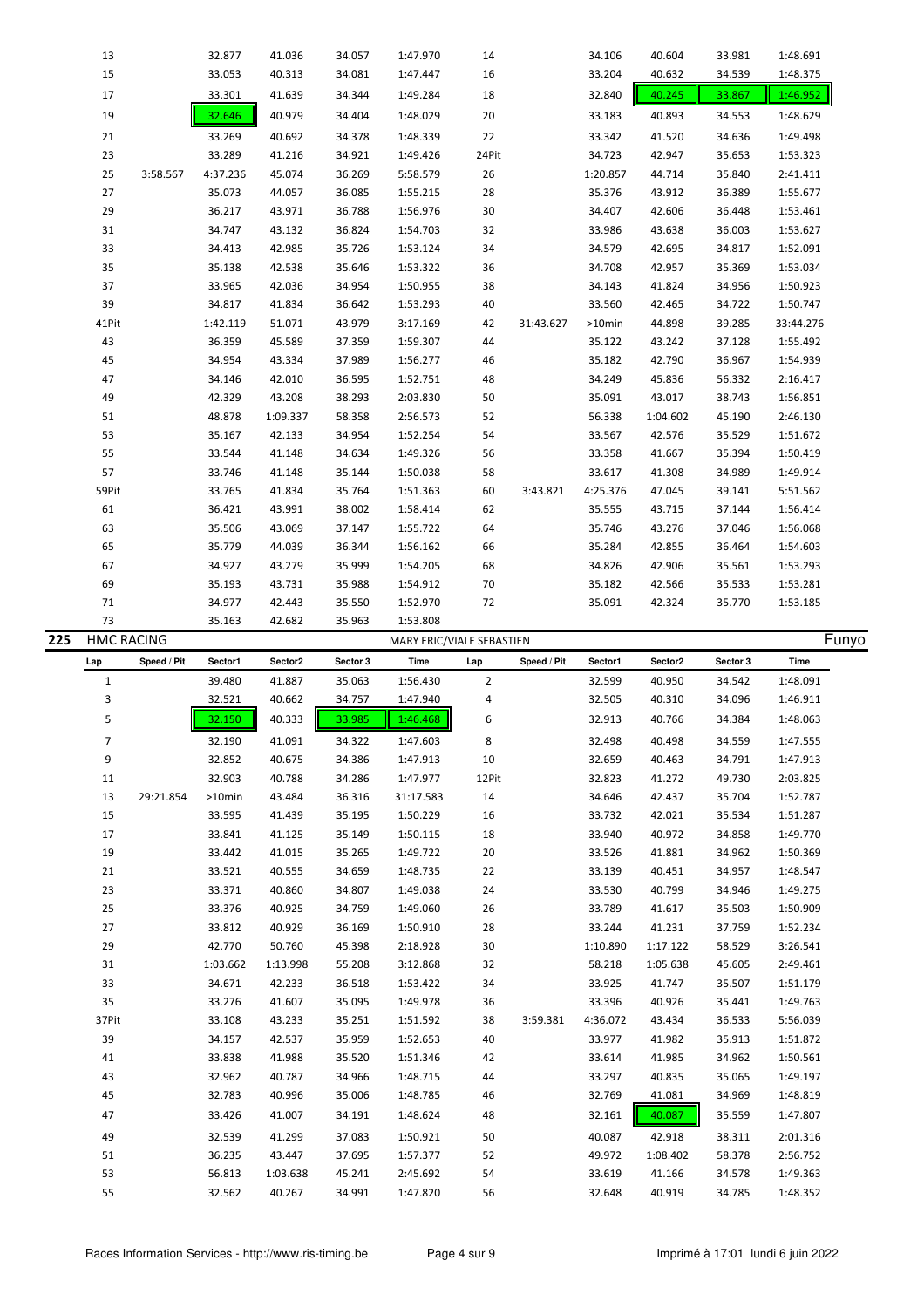| Lap | Speed / Pit | Sector1 | Sector2 | Sector 3 | Time | Lap | Speed / Pit | Sector1 | Sector2 | Sector 3 | Time |
|---|---|---|---|---|---|---|---|---|---|---|---|
| 13 | | 32.877 | 41.036 | 34.057 | 1:47.970 | 14 | | 34.106 | 40.604 | 33.981 | 1:48.691 |
| 15 | | 33.053 | 40.313 | 34.081 | 1:47.447 | 16 | | 33.204 | 40.632 | 34.539 | 1:48.375 |
| 17 | | 33.301 | 41.639 | 34.344 | 1:49.284 | 18 | | 32.840 | 40.245 | 33.867 | 1:46.952 |
| 19 | | 32.646 | 40.979 | 34.404 | 1:48.029 | 20 | | 33.183 | 40.893 | 34.553 | 1:48.629 |
| 21 | | 33.269 | 40.692 | 34.378 | 1:48.339 | 22 | | 33.342 | 41.520 | 34.636 | 1:49.498 |
| 23 | | 33.289 | 41.216 | 34.921 | 1:49.426 | 24Pit | | 34.723 | 42.947 | 35.653 | 1:53.323 |
| 25 | 3:58.567 | 4:37.236 | 45.074 | 36.269 | 5:58.579 | 26 | | 1:20.857 | 44.714 | 35.840 | 2:41.411 |
| 27 | | 35.073 | 44.057 | 36.085 | 1:55.215 | 28 | | 35.376 | 43.912 | 36.389 | 1:55.677 |
| 29 | | 36.217 | 43.971 | 36.788 | 1:56.976 | 30 | | 34.407 | 42.606 | 36.448 | 1:53.461 |
| 31 | | 34.747 | 43.132 | 36.824 | 1:54.703 | 32 | | 33.986 | 43.638 | 36.003 | 1:53.627 |
| 33 | | 34.413 | 42.985 | 35.726 | 1:53.124 | 34 | | 34.579 | 42.695 | 34.817 | 1:52.091 |
| 35 | | 35.138 | 42.538 | 35.646 | 1:53.322 | 36 | | 34.708 | 42.957 | 35.369 | 1:53.034 |
| 37 | | 33.965 | 42.036 | 34.954 | 1:50.955 | 38 | | 34.143 | 41.824 | 34.956 | 1:50.923 |
| 39 | | 34.817 | 41.834 | 36.642 | 1:53.293 | 40 | | 33.560 | 42.465 | 34.722 | 1:50.747 |
| 41Pit | | 1:42.119 | 51.071 | 43.979 | 3:17.169 | 42 | 31:43.627 | >10min | 44.898 | 39.285 | 33:44.276 |
| 43 | | 36.359 | 45.589 | 37.359 | 1:59.307 | 44 | | 35.122 | 43.242 | 37.128 | 1:55.492 |
| 45 | | 34.954 | 43.334 | 37.989 | 1:56.277 | 46 | | 35.182 | 42.790 | 36.967 | 1:54.939 |
| 47 | | 34.146 | 42.010 | 36.595 | 1:52.751 | 48 | | 34.249 | 45.836 | 56.332 | 2:16.417 |
| 49 | | 42.329 | 43.208 | 38.293 | 2:03.830 | 50 | | 35.091 | 43.017 | 38.743 | 1:56.851 |
| 51 | | 48.878 | 1:09.337 | 58.358 | 2:56.573 | 52 | | 56.338 | 1:04.602 | 45.190 | 2:46.130 |
| 53 | | 35.167 | 42.133 | 34.954 | 1:52.254 | 54 | | 33.567 | 42.576 | 35.529 | 1:51.672 |
| 55 | | 33.544 | 41.148 | 34.634 | 1:49.326 | 56 | | 33.358 | 41.667 | 35.394 | 1:50.419 |
| 57 | | 33.746 | 41.148 | 35.144 | 1:50.038 | 58 | | 33.617 | 41.308 | 34.989 | 1:49.914 |
| 59Pit | | 33.765 | 41.834 | 35.764 | 1:51.363 | 60 | 3:43.821 | 4:25.376 | 47.045 | 39.141 | 5:51.562 |
| 61 | | 36.421 | 43.991 | 38.002 | 1:58.414 | 62 | | 35.555 | 43.715 | 37.144 | 1:56.414 |
| 63 | | 35.506 | 43.069 | 37.147 | 1:55.722 | 64 | | 35.746 | 43.276 | 37.046 | 1:56.068 |
| 65 | | 35.779 | 44.039 | 36.344 | 1:56.162 | 66 | | 35.284 | 42.855 | 36.464 | 1:54.603 |
| 67 | | 34.927 | 43.279 | 35.999 | 1:54.205 | 68 | | 34.826 | 42.906 | 35.561 | 1:53.293 |
| 69 | | 35.193 | 43.731 | 35.988 | 1:54.912 | 70 | | 35.182 | 42.566 | 35.533 | 1:53.281 |
| 71 | | 34.977 | 42.443 | 35.550 | 1:52.970 | 72 | | 35.091 | 42.324 | 35.770 | 1:53.185 |
| 73 | | 35.163 | 42.682 | 35.963 | 1:53.808 | | | | | | |

## 225 HMC RACING — MARY ERIC/VIALE SEBASTIEN — Funyo

| Lap | Speed / Pit | Sector1 | Sector2 | Sector 3 | Time | Lap | Speed / Pit | Sector1 | Sector2 | Sector 3 | Time |
|---|---|---|---|---|---|---|---|---|---|---|---|
| 1 | | 39.480 | 41.887 | 35.063 | 1:56.430 | 2 | | 32.599 | 40.950 | 34.542 | 1:48.091 |
| 3 | | 32.521 | 40.662 | 34.757 | 1:47.940 | 4 | | 32.505 | 40.310 | 34.096 | 1:46.911 |
| 5 | | 32.150 | 40.333 | 33.985 | 1:46.468 | 6 | | 32.913 | 40.766 | 34.384 | 1:48.063 |
| 7 | | 32.190 | 41.091 | 34.322 | 1:47.603 | 8 | | 32.498 | 40.498 | 34.559 | 1:47.555 |
| 9 | | 32.852 | 40.675 | 34.386 | 1:47.913 | 10 | | 32.659 | 40.463 | 34.791 | 1:47.913 |
| 11 | | 32.903 | 40.788 | 34.286 | 1:47.977 | 12Pit | | 32.823 | 41.272 | 49.730 | 2:03.825 |
| 13 | 29:21.854 | >10min | 43.484 | 36.316 | 31:17.583 | 14 | | 34.646 | 42.437 | 35.704 | 1:52.787 |
| 15 | | 33.595 | 41.439 | 35.195 | 1:50.229 | 16 | | 33.732 | 42.021 | 35.534 | 1:51.287 |
| 17 | | 33.841 | 41.125 | 35.149 | 1:50.115 | 18 | | 33.940 | 40.972 | 34.858 | 1:49.770 |
| 19 | | 33.442 | 41.015 | 35.265 | 1:49.722 | 20 | | 33.526 | 41.881 | 34.962 | 1:50.369 |
| 21 | | 33.521 | 40.555 | 34.659 | 1:48.735 | 22 | | 33.139 | 40.451 | 34.957 | 1:48.547 |
| 23 | | 33.371 | 40.860 | 34.807 | 1:49.038 | 24 | | 33.530 | 40.799 | 34.946 | 1:49.275 |
| 25 | | 33.376 | 40.925 | 34.759 | 1:49.060 | 26 | | 33.789 | 41.617 | 35.503 | 1:50.909 |
| 27 | | 33.812 | 40.929 | 36.169 | 1:50.910 | 28 | | 33.244 | 41.231 | 37.759 | 1:52.234 |
| 29 | | 42.770 | 50.760 | 45.398 | 2:18.928 | 30 | | 1:10.890 | 1:17.122 | 58.529 | 3:26.541 |
| 31 | | 1:03.662 | 1:13.998 | 55.208 | 3:12.868 | 32 | | 58.218 | 1:05.638 | 45.605 | 2:49.461 |
| 33 | | 34.671 | 42.233 | 36.518 | 1:53.422 | 34 | | 33.925 | 41.747 | 35.507 | 1:51.179 |
| 35 | | 33.276 | 41.607 | 35.095 | 1:49.978 | 36 | | 33.396 | 40.926 | 35.441 | 1:49.763 |
| 37Pit | | 33.108 | 43.233 | 35.251 | 1:51.592 | 38 | 3:59.381 | 4:36.072 | 43.434 | 36.533 | 5:56.039 |
| 39 | | 34.157 | 42.537 | 35.959 | 1:52.653 | 40 | | 33.977 | 41.982 | 35.913 | 1:51.872 |
| 41 | | 33.838 | 41.988 | 35.520 | 1:51.346 | 42 | | 33.614 | 41.985 | 34.962 | 1:50.561 |
| 43 | | 32.962 | 40.787 | 34.966 | 1:48.715 | 44 | | 33.297 | 40.835 | 35.065 | 1:49.197 |
| 45 | | 32.783 | 40.996 | 35.006 | 1:48.785 | 46 | | 32.769 | 41.081 | 34.969 | 1:48.819 |
| 47 | | 33.426 | 41.007 | 34.191 | 1:48.624 | 48 | | 32.161 | 40.087 | 35.559 | 1:47.807 |
| 49 | | 32.539 | 41.299 | 37.083 | 1:50.921 | 50 | | 40.087 | 42.918 | 38.311 | 2:01.316 |
| 51 | | 36.235 | 43.447 | 37.695 | 1:57.377 | 52 | | 49.972 | 1:08.402 | 58.378 | 2:56.752 |
| 53 | | 56.813 | 1:03.638 | 45.241 | 2:45.692 | 54 | | 33.619 | 41.166 | 34.578 | 1:49.363 |
| 55 | | 32.562 | 40.267 | 34.991 | 1:47.820 | 56 | | 32.648 | 40.919 | 34.785 | 1:48.352 |

Races Information Services - http://www.ris-timing.be — Imprimé à 17:01 lundi 6 juin 2022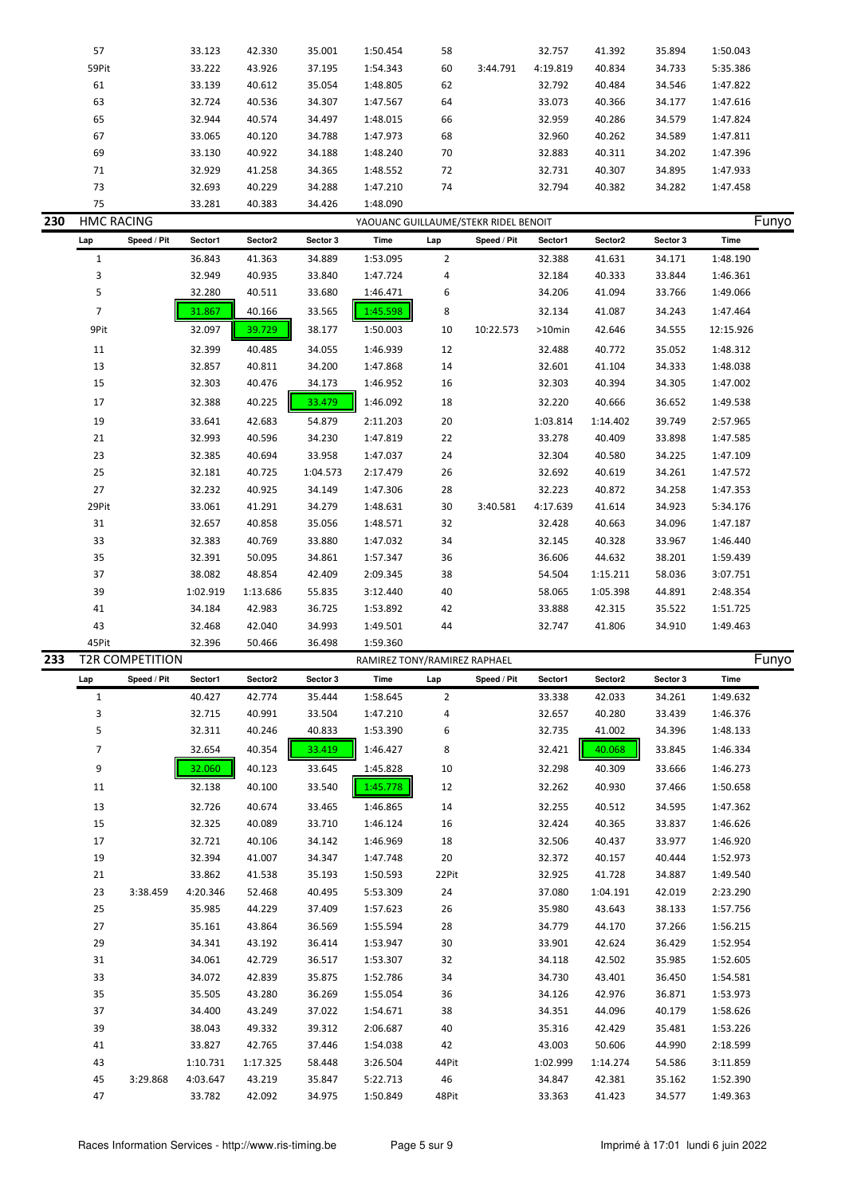| Lap | Speed / Pit | Sector1 | Sector2 | Sector 3 | Time | Lap | Speed / Pit | Sector1 | Sector2 | Sector 3 | Time |
|---|---|---|---|---|---|---|---|---|---|---|---|
| 57 | | 33.123 | 42.330 | 35.001 | 1:50.454 | 58 | | 32.757 | 41.392 | 35.894 | 1:50.043 |
| 59Pit | | 33.222 | 43.926 | 37.195 | 1:54.343 | 60 | 3:44.791 | 4:19.819 | 40.834 | 34.733 | 5:35.386 |
| 61 | | 33.139 | 40.612 | 35.054 | 1:48.805 | 62 | | 32.792 | 40.484 | 34.546 | 1:47.822 |
| 63 | | 32.724 | 40.536 | 34.307 | 1:47.567 | 64 | | 33.073 | 40.366 | 34.177 | 1:47.616 |
| 65 | | 32.944 | 40.574 | 34.497 | 1:48.015 | 66 | | 32.959 | 40.286 | 34.579 | 1:47.824 |
| 67 | | 33.065 | 40.120 | 34.788 | 1:47.973 | 68 | | 32.960 | 40.262 | 34.589 | 1:47.811 |
| 69 | | 33.130 | 40.922 | 34.188 | 1:48.240 | 70 | | 32.883 | 40.311 | 34.202 | 1:47.396 |
| 71 | | 32.929 | 41.258 | 34.365 | 1:48.552 | 72 | | 32.731 | 40.307 | 34.895 | 1:47.933 |
| 73 | | 32.693 | 40.229 | 34.288 | 1:47.210 | 74 | | 32.794 | 40.382 | 34.282 | 1:47.458 |
| 75 | | 33.281 | 40.383 | 34.426 | 1:48.090 | | | | | | |

## 230 HMC RACING — YAOUANC GUILLAUME/STEKR RIDEL BENOIT — Funyo

| Lap | Speed / Pit | Sector1 | Sector2 | Sector 3 | Time | Lap | Speed / Pit | Sector1 | Sector2 | Sector 3 | Time |
|---|---|---|---|---|---|---|---|---|---|---|---|
| 1 | | 36.843 | 41.363 | 34.889 | 1:53.095 | 2 | | 32.388 | 41.631 | 34.171 | 1:48.190 |
| 3 | | 32.949 | 40.935 | 33.840 | 1:47.724 | 4 | | 32.184 | 40.333 | 33.844 | 1:46.361 |
| 5 | | 32.280 | 40.511 | 33.680 | 1:46.471 | 6 | | 34.206 | 41.094 | 33.766 | 1:49.066 |
| 7 | | 31.867 | 40.166 | 33.565 | 1:45.598 | 8 | | 32.134 | 41.087 | 34.243 | 1:47.464 |
| 9Pit | | 32.097 | 39.729 | 38.177 | 1:50.003 | 10 | 10:22.573 | >10min | 42.646 | 34.555 | 12:15.926 |
| 11 | | 32.399 | 40.485 | 34.055 | 1:46.939 | 12 | | 32.488 | 40.772 | 35.052 | 1:48.312 |
| 13 | | 32.857 | 40.811 | 34.200 | 1:47.868 | 14 | | 32.601 | 41.104 | 34.333 | 1:48.038 |
| 15 | | 32.303 | 40.476 | 34.173 | 1:46.952 | 16 | | 32.303 | 40.394 | 34.305 | 1:47.002 |
| 17 | | 32.388 | 40.225 | 33.479 | 1:46.092 | 18 | | 32.220 | 40.666 | 36.652 | 1:49.538 |
| 19 | | 33.641 | 42.683 | 54.879 | 2:11.203 | 20 | | 1:03.814 | 1:14.402 | 39.749 | 2:57.965 |
| 21 | | 32.993 | 40.596 | 34.230 | 1:47.819 | 22 | | 33.278 | 40.409 | 33.898 | 1:47.585 |
| 23 | | 32.385 | 40.694 | 33.958 | 1:47.037 | 24 | | 32.304 | 40.580 | 34.225 | 1:47.109 |
| 25 | | 32.181 | 40.725 | 1:04.573 | 2:17.479 | 26 | | 32.692 | 40.619 | 34.261 | 1:47.572 |
| 27 | | 32.232 | 40.925 | 34.149 | 1:47.306 | 28 | | 32.223 | 40.872 | 34.258 | 1:47.353 |
| 29Pit | | 33.061 | 41.291 | 34.279 | 1:48.631 | 30 | 3:40.581 | 4:17.639 | 41.614 | 34.923 | 5:34.176 |
| 31 | | 32.657 | 40.858 | 35.056 | 1:48.571 | 32 | | 32.428 | 40.663 | 34.096 | 1:47.187 |
| 33 | | 32.383 | 40.769 | 33.880 | 1:47.032 | 34 | | 32.145 | 40.328 | 33.967 | 1:46.440 |
| 35 | | 32.391 | 50.095 | 34.861 | 1:57.347 | 36 | | 36.606 | 44.632 | 38.201 | 1:59.439 |
| 37 | | 38.082 | 48.854 | 42.409 | 2:09.345 | 38 | | 54.504 | 1:15.211 | 58.036 | 3:07.751 |
| 39 | | 1:02.919 | 1:13.686 | 55.835 | 3:12.440 | 40 | | 58.065 | 1:05.398 | 44.891 | 2:48.354 |
| 41 | | 34.184 | 42.983 | 36.725 | 1:53.892 | 42 | | 33.888 | 42.315 | 35.522 | 1:51.725 |
| 43 | | 32.468 | 42.040 | 34.993 | 1:49.501 | 44 | | 32.747 | 41.806 | 34.910 | 1:49.463 |
| 45Pit | | 32.396 | 50.466 | 36.498 | 1:59.360 | | | | | | |

## 233 T2R COMPETITION — RAMIREZ TONY/RAMIREZ RAPHAEL — Funyo

| Lap | Speed / Pit | Sector1 | Sector2 | Sector 3 | Time | Lap | Speed / Pit | Sector1 | Sector2 | Sector 3 | Time |
|---|---|---|---|---|---|---|---|---|---|---|---|
| 1 | | 40.427 | 42.774 | 35.444 | 1:58.645 | 2 | | 33.338 | 42.033 | 34.261 | 1:49.632 |
| 3 | | 32.715 | 40.991 | 33.504 | 1:47.210 | 4 | | 32.657 | 40.280 | 33.439 | 1:46.376 |
| 5 | | 32.311 | 40.246 | 40.833 | 1:53.390 | 6 | | 32.735 | 41.002 | 34.396 | 1:48.133 |
| 7 | | 32.654 | 40.354 | 33.419 | 1:46.427 | 8 | | 32.421 | 40.068 | 33.845 | 1:46.334 |
| 9 | | 32.060 | 40.123 | 33.645 | 1:45.828 | 10 | | 32.298 | 40.309 | 33.666 | 1:46.273 |
| 11 | | 32.138 | 40.100 | 33.540 | 1:45.778 | 12 | | 32.262 | 40.930 | 37.466 | 1:50.658 |
| 13 | | 32.726 | 40.674 | 33.465 | 1:46.865 | 14 | | 32.255 | 40.512 | 34.595 | 1:47.362 |
| 15 | | 32.325 | 40.089 | 33.710 | 1:46.124 | 16 | | 32.424 | 40.365 | 33.837 | 1:46.626 |
| 17 | | 32.721 | 40.106 | 34.142 | 1:46.969 | 18 | | 32.506 | 40.437 | 33.977 | 1:46.920 |
| 19 | | 32.394 | 41.007 | 34.347 | 1:47.748 | 20 | | 32.372 | 40.157 | 40.444 | 1:52.973 |
| 21 | | 33.862 | 41.538 | 35.193 | 1:50.593 | 22Pit | | 32.925 | 41.728 | 34.887 | 1:49.540 |
| 23 | 3:38.459 | 4:20.346 | 52.468 | 40.495 | 5:53.309 | 24 | | 37.080 | 1:04.191 | 42.019 | 2:23.290 |
| 25 | | 35.985 | 44.229 | 37.409 | 1:57.623 | 26 | | 35.980 | 43.643 | 38.133 | 1:57.756 |
| 27 | | 35.161 | 43.864 | 36.569 | 1:55.594 | 28 | | 34.779 | 44.170 | 37.266 | 1:56.215 |
| 29 | | 34.341 | 43.192 | 36.414 | 1:53.947 | 30 | | 33.901 | 42.624 | 36.429 | 1:52.954 |
| 31 | | 34.061 | 42.729 | 36.517 | 1:53.307 | 32 | | 34.118 | 42.502 | 35.985 | 1:52.605 |
| 33 | | 34.072 | 42.839 | 35.875 | 1:52.786 | 34 | | 34.730 | 43.401 | 36.450 | 1:54.581 |
| 35 | | 35.505 | 43.280 | 36.269 | 1:55.054 | 36 | | 34.126 | 42.976 | 36.871 | 1:53.973 |
| 37 | | 34.400 | 43.249 | 37.022 | 1:54.671 | 38 | | 34.351 | 44.096 | 40.179 | 1:58.626 |
| 39 | | 38.043 | 49.332 | 39.312 | 2:06.687 | 40 | | 35.316 | 42.429 | 35.481 | 1:53.226 |
| 41 | | 33.827 | 42.765 | 37.446 | 1:54.038 | 42 | | 43.003 | 50.606 | 44.990 | 2:18.599 |
| 43 | | 1:10.731 | 1:17.325 | 58.448 | 3:26.504 | 44Pit | | 1:02.999 | 1:14.274 | 54.586 | 3:11.859 |
| 45 | 3:29.868 | 4:03.647 | 43.219 | 35.847 | 5:22.713 | 46 | | 34.847 | 42.381 | 35.162 | 1:52.390 |
| 47 | | 33.782 | 42.092 | 34.975 | 1:50.849 | 48Pit | | 33.363 | 41.423 | 34.577 | 1:49.363 |

Races Information Services - http://www.ris-timing.be — Imprimé à 17:01 lundi 6 juin 2022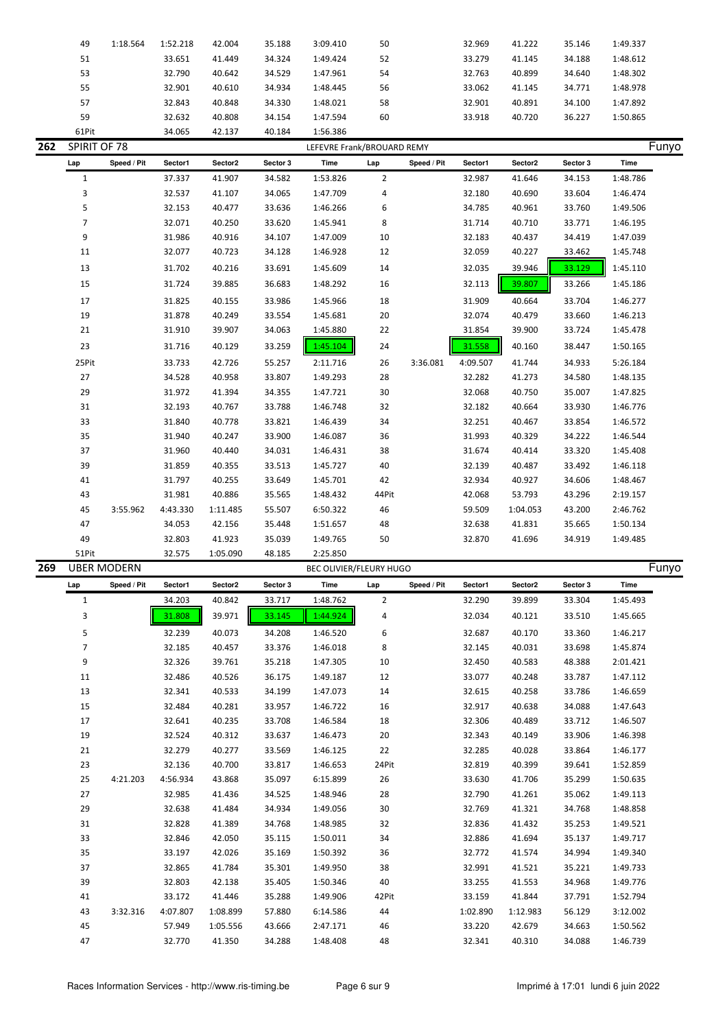| Lap | Speed / Pit | Sector1 | Sector2 | Sector 3 | Time | Lap | Speed / Pit | Sector1 | Sector2 | Sector 3 | Time |
|---|---|---|---|---|---|---|---|---|---|---|---|
| 49 | 1:18.564 | 1:52.218 | 42.004 | 35.188 | 3:09.410 | 50 | | 32.969 | 41.222 | 35.146 | 1:49.337 |
| 51 | | 33.651 | 41.449 | 34.324 | 1:49.424 | 52 | | 33.279 | 41.145 | 34.188 | 1:48.612 |
| 53 | | 32.790 | 40.642 | 34.529 | 1:47.961 | 54 | | 32.763 | 40.899 | 34.640 | 1:48.302 |
| 55 | | 32.901 | 40.610 | 34.934 | 1:48.445 | 56 | | 33.062 | 41.145 | 34.771 | 1:48.978 |
| 57 | | 32.843 | 40.848 | 34.330 | 1:48.021 | 58 | | 32.901 | 40.891 | 34.100 | 1:47.892 |
| 59 | | 32.632 | 40.808 | 34.154 | 1:47.594 | 60 | | 33.918 | 40.720 | 36.227 | 1:50.865 |
| 61Pit | | 34.065 | 42.137 | 40.184 | 1:56.386 | | | | | | |

## 262 SPIRIT OF 78 — LEFEVRE Frank/BROUARD REMY — Funyo

| Lap | Speed / Pit | Sector1 | Sector2 | Sector 3 | Time | Lap | Speed / Pit | Sector1 | Sector2 | Sector 3 | Time |
|---|---|---|---|---|---|---|---|---|---|---|---|
| 1 | | 37.337 | 41.907 | 34.582 | 1:53.826 | 2 | | 32.987 | 41.646 | 34.153 | 1:48.786 |
| 3 | | 32.537 | 41.107 | 34.065 | 1:47.709 | 4 | | 32.180 | 40.690 | 33.604 | 1:46.474 |
| 5 | | 32.153 | 40.477 | 33.636 | 1:46.266 | 6 | | 34.785 | 40.961 | 33.760 | 1:49.506 |
| 7 | | 32.071 | 40.250 | 33.620 | 1:45.941 | 8 | | 31.714 | 40.710 | 33.771 | 1:46.195 |
| 9 | | 31.986 | 40.916 | 34.107 | 1:47.009 | 10 | | 32.183 | 40.437 | 34.419 | 1:47.039 |
| 11 | | 32.077 | 40.723 | 34.128 | 1:46.928 | 12 | | 32.059 | 40.227 | 33.462 | 1:45.748 |
| 13 | | 31.702 | 40.216 | 33.691 | 1:45.609 | 14 | | 32.035 | 39.946 | 33.129 | 1:45.110 |
| 15 | | 31.724 | 39.885 | 36.683 | 1:48.292 | 16 | | 32.113 | 39.807 | 33.266 | 1:45.186 |
| 17 | | 31.825 | 40.155 | 33.986 | 1:45.966 | 18 | | 31.909 | 40.664 | 33.704 | 1:46.277 |
| 19 | | 31.878 | 40.249 | 33.554 | 1:45.681 | 20 | | 32.074 | 40.479 | 33.660 | 1:46.213 |
| 21 | | 31.910 | 39.907 | 34.063 | 1:45.880 | 22 | | 31.854 | 39.900 | 33.724 | 1:45.478 |
| 23 | | 31.716 | 40.129 | 33.259 | 1:45.104 | 24 | | 31.558 | 40.160 | 38.447 | 1:50.165 |
| 25Pit | | 33.733 | 42.726 | 55.257 | 2:11.716 | 26 | 3:36.081 | 4:09.507 | 41.744 | 34.933 | 5:26.184 |
| 27 | | 34.528 | 40.958 | 33.807 | 1:49.293 | 28 | | 32.282 | 41.273 | 34.580 | 1:48.135 |
| 29 | | 31.972 | 41.394 | 34.355 | 1:47.721 | 30 | | 32.068 | 40.750 | 35.007 | 1:47.825 |
| 31 | | 32.193 | 40.767 | 33.788 | 1:46.748 | 32 | | 32.182 | 40.664 | 33.930 | 1:46.776 |
| 33 | | 31.840 | 40.778 | 33.821 | 1:46.439 | 34 | | 32.251 | 40.467 | 33.854 | 1:46.572 |
| 35 | | 31.940 | 40.247 | 33.900 | 1:46.087 | 36 | | 31.993 | 40.329 | 34.222 | 1:46.544 |
| 37 | | 31.960 | 40.440 | 34.031 | 1:46.431 | 38 | | 31.674 | 40.414 | 33.320 | 1:45.408 |
| 39 | | 31.859 | 40.355 | 33.513 | 1:45.727 | 40 | | 32.139 | 40.487 | 33.492 | 1:46.118 |
| 41 | | 31.797 | 40.255 | 33.649 | 1:45.701 | 42 | | 32.934 | 40.927 | 34.606 | 1:48.467 |
| 43 | | 31.981 | 40.886 | 35.565 | 1:48.432 | 44Pit | | 42.068 | 53.793 | 43.296 | 2:19.157 |
| 45 | 3:55.962 | 4:43.330 | 1:11.485 | 55.507 | 6:50.322 | 46 | | 59.509 | 1:04.053 | 43.200 | 2:46.762 |
| 47 | | 34.053 | 42.156 | 35.448 | 1:51.657 | 48 | | 32.638 | 41.831 | 35.665 | 1:50.134 |
| 49 | | 32.803 | 41.923 | 35.039 | 1:49.765 | 50 | | 32.870 | 41.696 | 34.919 | 1:49.485 |
| 51Pit | | 32.575 | 1:05.090 | 48.185 | 2:25.850 | | | | | | |

## 269 UBER MODERN — BEC OLIVIER/FLEURY HUGO — Funyo

| Lap | Speed / Pit | Sector1 | Sector2 | Sector 3 | Time | Lap | Speed / Pit | Sector1 | Sector2 | Sector 3 | Time |
|---|---|---|---|---|---|---|---|---|---|---|---|
| 1 | | 34.203 | 40.842 | 33.717 | 1:48.762 | 2 | | 32.290 | 39.899 | 33.304 | 1:45.493 |
| 3 | | 31.808 | 39.971 | 33.145 | 1:44.924 | 4 | | 32.034 | 40.121 | 33.510 | 1:45.665 |
| 5 | | 32.239 | 40.073 | 34.208 | 1:46.520 | 6 | | 32.687 | 40.170 | 33.360 | 1:46.217 |
| 7 | | 32.185 | 40.457 | 33.376 | 1:46.018 | 8 | | 32.145 | 40.031 | 33.698 | 1:45.874 |
| 9 | | 32.326 | 39.761 | 35.218 | 1:47.305 | 10 | | 32.450 | 40.583 | 48.388 | 2:01.421 |
| 11 | | 32.486 | 40.526 | 36.175 | 1:49.187 | 12 | | 33.077 | 40.248 | 33.787 | 1:47.112 |
| 13 | | 32.341 | 40.533 | 34.199 | 1:47.073 | 14 | | 32.615 | 40.258 | 33.786 | 1:46.659 |
| 15 | | 32.484 | 40.281 | 33.957 | 1:46.722 | 16 | | 32.917 | 40.638 | 34.088 | 1:47.643 |
| 17 | | 32.641 | 40.235 | 33.708 | 1:46.584 | 18 | | 32.306 | 40.489 | 33.712 | 1:46.507 |
| 19 | | 32.524 | 40.312 | 33.637 | 1:46.473 | 20 | | 32.343 | 40.149 | 33.906 | 1:46.398 |
| 21 | | 32.279 | 40.277 | 33.569 | 1:46.125 | 22 | | 32.285 | 40.028 | 33.864 | 1:46.177 |
| 23 | | 32.136 | 40.700 | 33.817 | 1:46.653 | 24Pit | | 32.819 | 40.399 | 39.641 | 1:52.859 |
| 25 | 4:21.203 | 4:56.934 | 43.868 | 35.097 | 6:15.899 | 26 | | 33.630 | 41.706 | 35.299 | 1:50.635 |
| 27 | | 32.985 | 41.436 | 34.525 | 1:48.946 | 28 | | 32.790 | 41.261 | 35.062 | 1:49.113 |
| 29 | | 32.638 | 41.484 | 34.934 | 1:49.056 | 30 | | 32.769 | 41.321 | 34.768 | 1:48.858 |
| 31 | | 32.828 | 41.389 | 34.768 | 1:48.985 | 32 | | 32.836 | 41.432 | 35.253 | 1:49.521 |
| 33 | | 32.846 | 42.050 | 35.115 | 1:50.011 | 34 | | 32.886 | 41.694 | 35.137 | 1:49.717 |
| 35 | | 33.197 | 42.026 | 35.169 | 1:50.392 | 36 | | 32.772 | 41.574 | 34.994 | 1:49.340 |
| 37 | | 32.865 | 41.784 | 35.301 | 1:49.950 | 38 | | 32.991 | 41.521 | 35.221 | 1:49.733 |
| 39 | | 32.803 | 42.138 | 35.405 | 1:50.346 | 40 | | 33.255 | 41.553 | 34.968 | 1:49.776 |
| 41 | | 33.172 | 41.446 | 35.288 | 1:49.906 | 42Pit | | 33.159 | 41.844 | 37.791 | 1:52.794 |
| 43 | 3:32.316 | 4:07.807 | 1:08.899 | 57.880 | 6:14.586 | 44 | | 1:02.890 | 1:12.983 | 56.129 | 3:12.002 |
| 45 | | 57.949 | 1:05.556 | 43.666 | 2:47.171 | 46 | | 33.220 | 42.679 | 34.663 | 1:50.562 |
| 47 | | 32.770 | 41.350 | 34.288 | 1:48.408 | 48 | | 32.341 | 40.310 | 34.088 | 1:46.739 |

Races Information Services - http://www.ris-timing.be — Imprimé à 17:01 lundi 6 juin 2022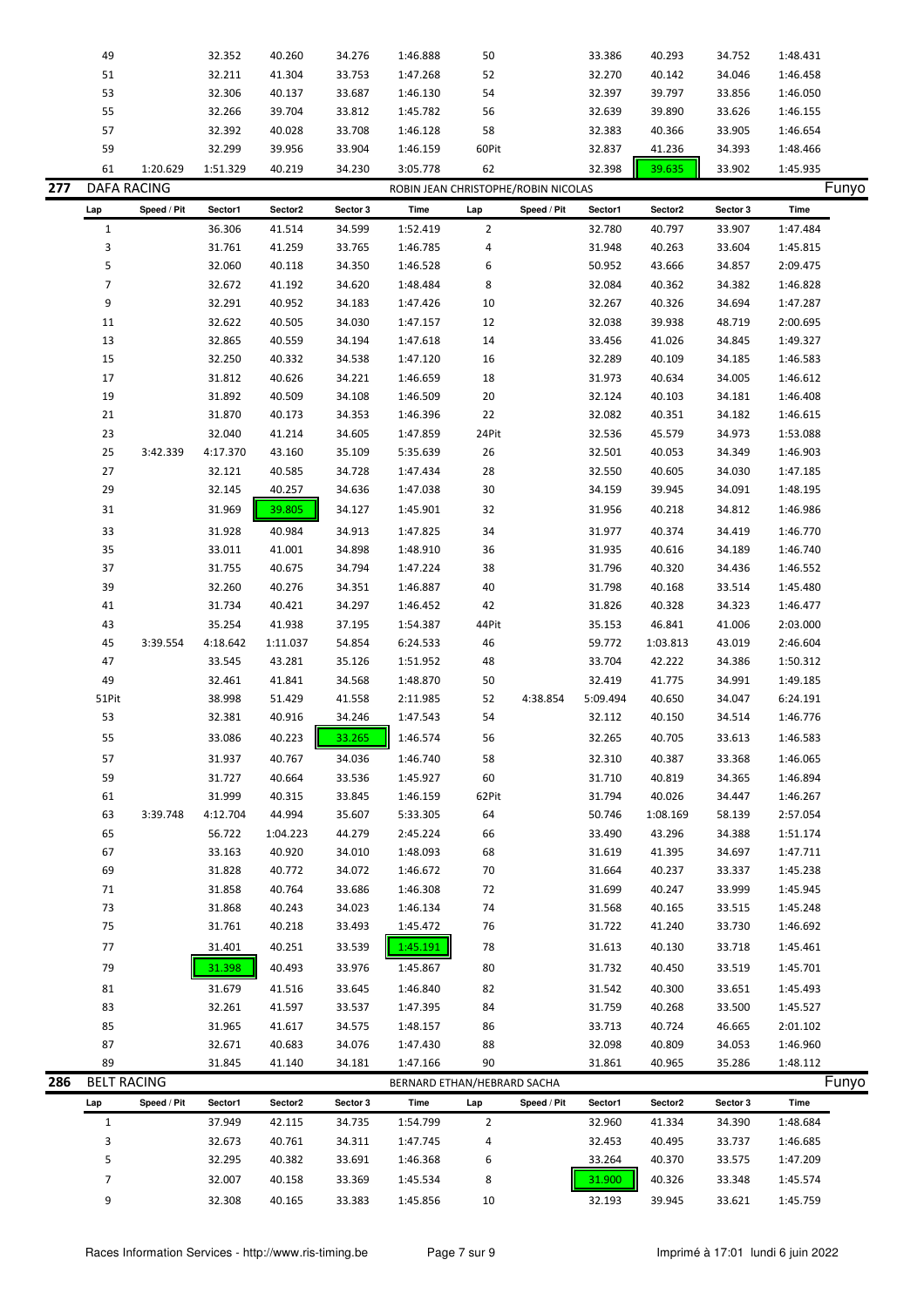| Lap | Speed / Pit | Sector1 | Sector2 | Sector 3 | Time | Lap | Speed / Pit | Sector1 | Sector2 | Sector 3 | Time |
|---|---|---|---|---|---|---|---|---|---|---|---|
| 49 | | 32.352 | 40.260 | 34.276 | 1:46.888 | 50 | | 33.386 | 40.293 | 34.752 | 1:48.431 |
| 51 | | 32.211 | 41.304 | 33.753 | 1:47.268 | 52 | | 32.270 | 40.142 | 34.046 | 1:46.458 |
| 53 | | 32.306 | 40.137 | 33.687 | 1:46.130 | 54 | | 32.397 | 39.797 | 33.856 | 1:46.050 |
| 55 | | 32.266 | 39.704 | 33.812 | 1:45.782 | 56 | | 32.639 | 39.890 | 33.626 | 1:46.155 |
| 57 | | 32.392 | 40.028 | 33.708 | 1:46.128 | 58 | | 32.383 | 40.366 | 33.905 | 1:46.654 |
| 59 | | 32.299 | 39.956 | 33.904 | 1:46.159 | 60Pit | | 32.837 | 41.236 | 34.393 | 1:48.466 |
| 61 | 1:20.629 | 1:51.329 | 40.219 | 34.230 | 3:05.778 | 62 | | 32.398 | 39.635 | 33.902 | 1:45.935 |

## 277 DAFA RACING — ROBIN JEAN CHRISTOPHE/ROBIN NICOLAS — Funyo

| Lap | Speed / Pit | Sector1 | Sector2 | Sector 3 | Time | Lap | Speed / Pit | Sector1 | Sector2 | Sector 3 | Time |
|---|---|---|---|---|---|---|---|---|---|---|---|
| 1 | | 36.306 | 41.514 | 34.599 | 1:52.419 | 2 | | 32.780 | 40.797 | 33.907 | 1:47.484 |
| 3 | | 31.761 | 41.259 | 33.765 | 1:46.785 | 4 | | 31.948 | 40.263 | 33.604 | 1:45.815 |
| 5 | | 32.060 | 40.118 | 34.350 | 1:46.528 | 6 | | 50.952 | 43.666 | 34.857 | 2:09.475 |
| 7 | | 32.672 | 41.192 | 34.620 | 1:48.484 | 8 | | 32.084 | 40.362 | 34.382 | 1:46.828 |
| 9 | | 32.291 | 40.952 | 34.183 | 1:47.426 | 10 | | 32.267 | 40.326 | 34.694 | 1:47.287 |
| 11 | | 32.622 | 40.505 | 34.030 | 1:47.157 | 12 | | 32.038 | 39.938 | 48.719 | 2:00.695 |
| 13 | | 32.865 | 40.559 | 34.194 | 1:47.618 | 14 | | 33.456 | 41.026 | 34.845 | 1:49.327 |
| 15 | | 32.250 | 40.332 | 34.538 | 1:47.120 | 16 | | 32.289 | 40.109 | 34.185 | 1:46.583 |
| 17 | | 31.812 | 40.626 | 34.221 | 1:46.659 | 18 | | 31.973 | 40.634 | 34.005 | 1:46.612 |
| 19 | | 31.892 | 40.509 | 34.108 | 1:46.509 | 20 | | 32.124 | 40.103 | 34.181 | 1:46.408 |
| 21 | | 31.870 | 40.173 | 34.353 | 1:46.396 | 22 | | 32.082 | 40.351 | 34.182 | 1:46.615 |
| 23 | | 32.040 | 41.214 | 34.605 | 1:47.859 | 24Pit | | 32.536 | 45.579 | 34.973 | 1:53.088 |
| 25 | 3:42.339 | 4:17.370 | 43.160 | 35.109 | 5:35.639 | 26 | | 32.501 | 40.053 | 34.349 | 1:46.903 |
| 27 | | 32.121 | 40.585 | 34.728 | 1:47.434 | 28 | | 32.550 | 40.605 | 34.030 | 1:47.185 |
| 29 | | 32.145 | 40.257 | 34.636 | 1:47.038 | 30 | | 34.159 | 39.945 | 34.091 | 1:48.195 |
| 31 | | 31.969 | 39.805 | 34.127 | 1:45.901 | 32 | | 31.956 | 40.218 | 34.812 | 1:46.986 |
| 33 | | 31.928 | 40.984 | 34.913 | 1:47.825 | 34 | | 31.977 | 40.374 | 34.419 | 1:46.770 |
| 35 | | 33.011 | 41.001 | 34.898 | 1:48.910 | 36 | | 31.935 | 40.616 | 34.189 | 1:46.740 |
| 37 | | 31.755 | 40.675 | 34.794 | 1:47.224 | 38 | | 31.796 | 40.320 | 34.436 | 1:46.552 |
| 39 | | 32.260 | 40.276 | 34.351 | 1:46.887 | 40 | | 31.798 | 40.168 | 33.514 | 1:45.480 |
| 41 | | 31.734 | 40.421 | 34.297 | 1:46.452 | 42 | | 31.826 | 40.328 | 34.323 | 1:46.477 |
| 43 | | 35.254 | 41.938 | 37.195 | 1:54.387 | 44Pit | | 35.153 | 46.841 | 41.006 | 2:03.000 |
| 45 | 3:39.554 | 4:18.642 | 1:11.037 | 54.854 | 6:24.533 | 46 | | 59.772 | 1:03.813 | 43.019 | 2:46.604 |
| 47 | | 33.545 | 43.281 | 35.126 | 1:51.952 | 48 | | 33.704 | 42.222 | 34.386 | 1:50.312 |
| 49 | | 32.461 | 41.841 | 34.568 | 1:48.870 | 50 | | 32.419 | 41.775 | 34.991 | 1:49.185 |
| 51Pit | | 38.998 | 51.429 | 41.558 | 2:11.985 | 52 | 4:38.854 | 5:09.494 | 40.650 | 34.047 | 6:24.191 |
| 53 | | 32.381 | 40.916 | 34.246 | 1:47.543 | 54 | | 32.112 | 40.150 | 34.514 | 1:46.776 |
| 55 | | 33.086 | 40.223 | 33.265 | 1:46.574 | 56 | | 32.265 | 40.705 | 33.613 | 1:46.583 |
| 57 | | 31.937 | 40.767 | 34.036 | 1:46.740 | 58 | | 32.310 | 40.387 | 33.368 | 1:46.065 |
| 59 | | 31.727 | 40.664 | 33.536 | 1:45.927 | 60 | | 31.710 | 40.819 | 34.365 | 1:46.894 |
| 61 | | 31.999 | 40.315 | 33.845 | 1:46.159 | 62Pit | | 31.794 | 40.026 | 34.447 | 1:46.267 |
| 63 | 3:39.748 | 4:12.704 | 44.994 | 35.607 | 5:33.305 | 64 | | 50.746 | 1:08.169 | 58.139 | 2:57.054 |
| 65 | | 56.722 | 1:04.223 | 44.279 | 2:45.224 | 66 | | 33.490 | 43.296 | 34.388 | 1:51.174 |
| 67 | | 33.163 | 40.920 | 34.010 | 1:48.093 | 68 | | 31.619 | 41.395 | 34.697 | 1:47.711 |
| 69 | | 31.828 | 40.772 | 34.072 | 1:46.672 | 70 | | 31.664 | 40.237 | 33.337 | 1:45.238 |
| 71 | | 31.858 | 40.764 | 33.686 | 1:46.308 | 72 | | 31.699 | 40.247 | 33.999 | 1:45.945 |
| 73 | | 31.868 | 40.243 | 34.023 | 1:46.134 | 74 | | 31.568 | 40.165 | 33.515 | 1:45.248 |
| 75 | | 31.761 | 40.218 | 33.493 | 1:45.472 | 76 | | 31.722 | 41.240 | 33.730 | 1:46.692 |
| 77 | | 31.401 | 40.251 | 33.539 | 1:45.191 | 78 | | 31.613 | 40.130 | 33.718 | 1:45.461 |
| 79 | | 31.398 | 40.493 | 33.976 | 1:45.867 | 80 | | 31.732 | 40.450 | 33.519 | 1:45.701 |
| 81 | | 31.679 | 41.516 | 33.645 | 1:46.840 | 82 | | 31.542 | 40.300 | 33.651 | 1:45.493 |
| 83 | | 32.261 | 41.597 | 33.537 | 1:47.395 | 84 | | 31.759 | 40.268 | 33.500 | 1:45.527 |
| 85 | | 31.965 | 41.617 | 34.575 | 1:48.157 | 86 | | 33.713 | 40.724 | 46.665 | 2:01.102 |
| 87 | | 32.671 | 40.683 | 34.076 | 1:47.430 | 88 | | 32.098 | 40.809 | 34.053 | 1:46.960 |
| 89 | | 31.845 | 41.140 | 34.181 | 1:47.166 | 90 | | 31.861 | 40.965 | 35.286 | 1:48.112 |

## 286 BELT RACING — BERNARD ETHAN/HEBRARD SACHA — Funyo

| Lap | Speed / Pit | Sector1 | Sector2 | Sector 3 | Time | Lap | Speed / Pit | Sector1 | Sector2 | Sector 3 | Time |
|---|---|---|---|---|---|---|---|---|---|---|---|
| 1 | | 37.949 | 42.115 | 34.735 | 1:54.799 | 2 | | 32.960 | 41.334 | 34.390 | 1:48.684 |
| 3 | | 32.673 | 40.761 | 34.311 | 1:47.745 | 4 | | 32.453 | 40.495 | 33.737 | 1:46.685 |
| 5 | | 32.295 | 40.382 | 33.691 | 1:46.368 | 6 | | 33.264 | 40.370 | 33.575 | 1:47.209 |
| 7 | | 32.007 | 40.158 | 33.369 | 1:45.534 | 8 | | 31.900 | 40.326 | 33.348 | 1:45.574 |
| 9 | | 32.308 | 40.165 | 33.383 | 1:45.856 | 10 | | 32.193 | 39.945 | 33.621 | 1:45.759 |

Races Information Services - http://www.ris-timing.be — Imprimé à 17:01 lundi 6 juin 2022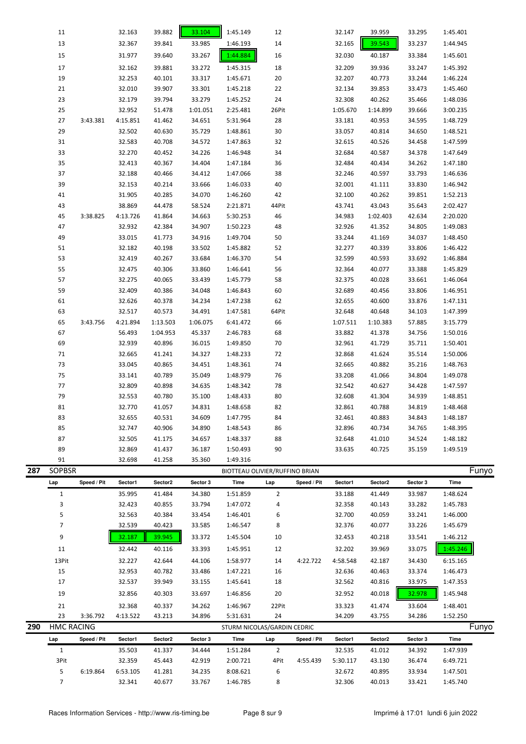| Lap | Speed / Pit | Sector1 | Sector2 | Sector 3 | Time | Lap | Speed / Pit | Sector1 | Sector2 | Sector 3 | Time |
|---|---|---|---|---|---|---|---|---|---|---|---|
| 11 | | 32.163 | 39.882 | 33.104 | 1:45.149 | 12 | | 32.147 | 39.959 | 33.295 | 1:45.401 |
| 13 | | 32.367 | 39.841 | 33.985 | 1:46.193 | 14 | | 32.165 | 39.543 | 33.237 | 1:44.945 |
| 15 | | 31.977 | 39.640 | 33.267 | 1:44.884 | 16 | | 32.030 | 40.187 | 33.384 | 1:45.601 |
| 17 | | 32.162 | 39.881 | 33.272 | 1:45.315 | 18 | | 32.209 | 39.936 | 33.247 | 1:45.392 |
| 19 | | 32.253 | 40.101 | 33.317 | 1:45.671 | 20 | | 32.207 | 40.773 | 33.244 | 1:46.224 |
| 21 | | 32.010 | 39.907 | 33.301 | 1:45.218 | 22 | | 32.134 | 39.853 | 33.473 | 1:45.460 |
| 23 | | 32.179 | 39.794 | 33.279 | 1:45.252 | 24 | | 32.308 | 40.262 | 35.466 | 1:48.036 |
| 25 | | 32.952 | 51.478 | 1:01.051 | 2:25.481 | 26Pit | | 1:05.670 | 1:14.899 | 39.666 | 3:00.235 |
| 27 | 3:43.381 | 4:15.851 | 41.462 | 34.651 | 5:31.964 | 28 | | 33.181 | 40.953 | 34.595 | 1:48.729 |
| 29 | | 32.502 | 40.630 | 35.729 | 1:48.861 | 30 | | 33.057 | 40.814 | 34.650 | 1:48.521 |
| 31 | | 32.583 | 40.708 | 34.572 | 1:47.863 | 32 | | 32.615 | 40.526 | 34.458 | 1:47.599 |
| 33 | | 32.270 | 40.452 | 34.226 | 1:46.948 | 34 | | 32.684 | 40.587 | 34.378 | 1:47.649 |
| 35 | | 32.413 | 40.367 | 34.404 | 1:47.184 | 36 | | 32.484 | 40.434 | 34.262 | 1:47.180 |
| 37 | | 32.188 | 40.466 | 34.412 | 1:47.066 | 38 | | 32.246 | 40.597 | 33.793 | 1:46.636 |
| 39 | | 32.153 | 40.214 | 33.666 | 1:46.033 | 40 | | 32.001 | 41.111 | 33.830 | 1:46.942 |
| 41 | | 31.905 | 40.285 | 34.070 | 1:46.260 | 42 | | 32.100 | 40.262 | 39.851 | 1:52.213 |
| 43 | | 38.869 | 44.478 | 58.524 | 2:21.871 | 44Pit | | 43.741 | 43.043 | 35.643 | 2:02.427 |
| 45 | 3:38.825 | 4:13.726 | 41.864 | 34.663 | 5:30.253 | 46 | | 34.983 | 1:02.403 | 42.634 | 2:20.020 |
| 47 | | 32.932 | 42.384 | 34.907 | 1:50.223 | 48 | | 32.926 | 41.352 | 34.805 | 1:49.083 |
| 49 | | 33.015 | 41.773 | 34.916 | 1:49.704 | 50 | | 33.244 | 41.169 | 34.037 | 1:48.450 |
| 51 | | 32.182 | 40.198 | 33.502 | 1:45.882 | 52 | | 32.277 | 40.339 | 33.806 | 1:46.422 |
| 53 | | 32.419 | 40.267 | 33.684 | 1:46.370 | 54 | | 32.599 | 40.593 | 33.692 | 1:46.884 |
| 55 | | 32.475 | 40.306 | 33.860 | 1:46.641 | 56 | | 32.364 | 40.077 | 33.388 | 1:45.829 |
| 57 | | 32.275 | 40.065 | 33.439 | 1:45.779 | 58 | | 32.375 | 40.028 | 33.661 | 1:46.064 |
| 59 | | 32.409 | 40.386 | 34.048 | 1:46.843 | 60 | | 32.689 | 40.456 | 33.806 | 1:46.951 |
| 61 | | 32.626 | 40.378 | 34.234 | 1:47.238 | 62 | | 32.655 | 40.600 | 33.876 | 1:47.131 |
| 63 | | 32.517 | 40.573 | 34.491 | 1:47.581 | 64Pit | | 32.648 | 40.648 | 34.103 | 1:47.399 |
| 65 | 3:43.756 | 4:21.894 | 1:13.503 | 1:06.075 | 6:41.472 | 66 | | 1:07.511 | 1:10.383 | 57.885 | 3:15.779 |
| 67 | | 56.493 | 1:04.953 | 45.337 | 2:46.783 | 68 | | 33.882 | 41.378 | 34.756 | 1:50.016 |
| 69 | | 32.939 | 40.896 | 36.015 | 1:49.850 | 70 | | 32.961 | 41.729 | 35.711 | 1:50.401 |
| 71 | | 32.665 | 41.241 | 34.327 | 1:48.233 | 72 | | 32.868 | 41.624 | 35.514 | 1:50.006 |
| 73 | | 33.045 | 40.865 | 34.451 | 1:48.361 | 74 | | 32.665 | 40.882 | 35.216 | 1:48.763 |
| 75 | | 33.141 | 40.789 | 35.049 | 1:48.979 | 76 | | 33.208 | 41.066 | 34.804 | 1:49.078 |
| 77 | | 32.809 | 40.898 | 34.635 | 1:48.342 | 78 | | 32.542 | 40.627 | 34.428 | 1:47.597 |
| 79 | | 32.553 | 40.780 | 35.100 | 1:48.433 | 80 | | 32.608 | 41.304 | 34.939 | 1:48.851 |
| 81 | | 32.770 | 41.057 | 34.831 | 1:48.658 | 82 | | 32.861 | 40.788 | 34.819 | 1:48.468 |
| 83 | | 32.655 | 40.531 | 34.609 | 1:47.795 | 84 | | 32.461 | 40.883 | 34.843 | 1:48.187 |
| 85 | | 32.747 | 40.906 | 34.890 | 1:48.543 | 86 | | 32.896 | 40.734 | 34.765 | 1:48.395 |
| 87 | | 32.505 | 41.175 | 34.657 | 1:48.337 | 88 | | 32.648 | 41.010 | 34.524 | 1:48.182 |
| 89 | | 32.869 | 41.437 | 36.187 | 1:50.493 | 90 | | 33.635 | 40.725 | 35.159 | 1:49.519 |
| 91 | | 32.698 | 41.258 | 35.360 | 1:49.316 | | | | | | |

## 287 SOPBSR — BIOTTEAU OLIVIER/RUFFINO BRIAN — Funyo

| Lap | Speed / Pit | Sector1 | Sector2 | Sector 3 | Time | Lap | Speed / Pit | Sector1 | Sector2 | Sector 3 | Time |
|---|---|---|---|---|---|---|---|---|---|---|---|
| 1 | | 35.995 | 41.484 | 34.380 | 1:51.859 | 2 | | 33.188 | 41.449 | 33.987 | 1:48.624 |
| 3 | | 32.423 | 40.855 | 33.794 | 1:47.072 | 4 | | 32.358 | 40.143 | 33.282 | 1:45.783 |
| 5 | | 32.563 | 40.384 | 33.454 | 1:46.401 | 6 | | 32.700 | 40.059 | 33.241 | 1:46.000 |
| 7 | | 32.539 | 40.423 | 33.585 | 1:46.547 | 8 | | 32.376 | 40.077 | 33.226 | 1:45.679 |
| 9 | | 32.187 | 39.945 | 33.372 | 1:45.504 | 10 | | 32.453 | 40.218 | 33.541 | 1:46.212 |
| 11 | | 32.442 | 40.116 | 33.393 | 1:45.951 | 12 | | 32.202 | 39.969 | 33.075 | 1:45.246 |
| 13Pit | | 32.227 | 42.644 | 44.106 | 1:58.977 | 14 | 4:22.722 | 4:58.548 | 42.187 | 34.430 | 6:15.165 |
| 15 | | 32.953 | 40.782 | 33.486 | 1:47.221 | 16 | | 32.636 | 40.463 | 33.374 | 1:46.473 |
| 17 | | 32.537 | 39.949 | 33.155 | 1:45.641 | 18 | | 32.562 | 40.816 | 33.975 | 1:47.353 |
| 19 | | 32.856 | 40.303 | 33.697 | 1:46.856 | 20 | | 32.952 | 40.018 | 32.978 | 1:45.948 |
| 21 | | 32.368 | 40.337 | 34.262 | 1:46.967 | 22Pit | | 33.323 | 41.474 | 33.604 | 1:48.401 |
| 23 | 3:36.792 | 4:13.522 | 43.213 | 34.896 | 5:31.631 | 24 | | 34.209 | 43.755 | 34.286 | 1:52.250 |

## 290 HMC RACING — STURM NICOLAS/GARDIN CEDRIC — Funyo

| Lap | Speed / Pit | Sector1 | Sector2 | Sector 3 | Time | Lap | Speed / Pit | Sector1 | Sector2 | Sector 3 | Time |
|---|---|---|---|---|---|---|---|---|---|---|---|
| 1 | | 35.503 | 41.337 | 34.444 | 1:51.284 | 2 | | 32.535 | 41.012 | 34.392 | 1:47.939 |
| 3Pit | | 32.359 | 45.443 | 42.919 | 2:00.721 | 4Pit | 4:55.439 | 5:30.117 | 43.130 | 36.474 | 6:49.721 |
| 5 | 6:19.864 | 6:53.105 | 41.281 | 34.235 | 8:08.621 | 6 | | 32.672 | 40.895 | 33.934 | 1:47.501 |
| 7 | | 32.341 | 40.677 | 33.767 | 1:46.785 | 8 | | 32.306 | 40.013 | 33.421 | 1:45.740 |

Races Information Services - http://www.ris-timing.be — Imprimé à 17:01 lundi 6 juin 2022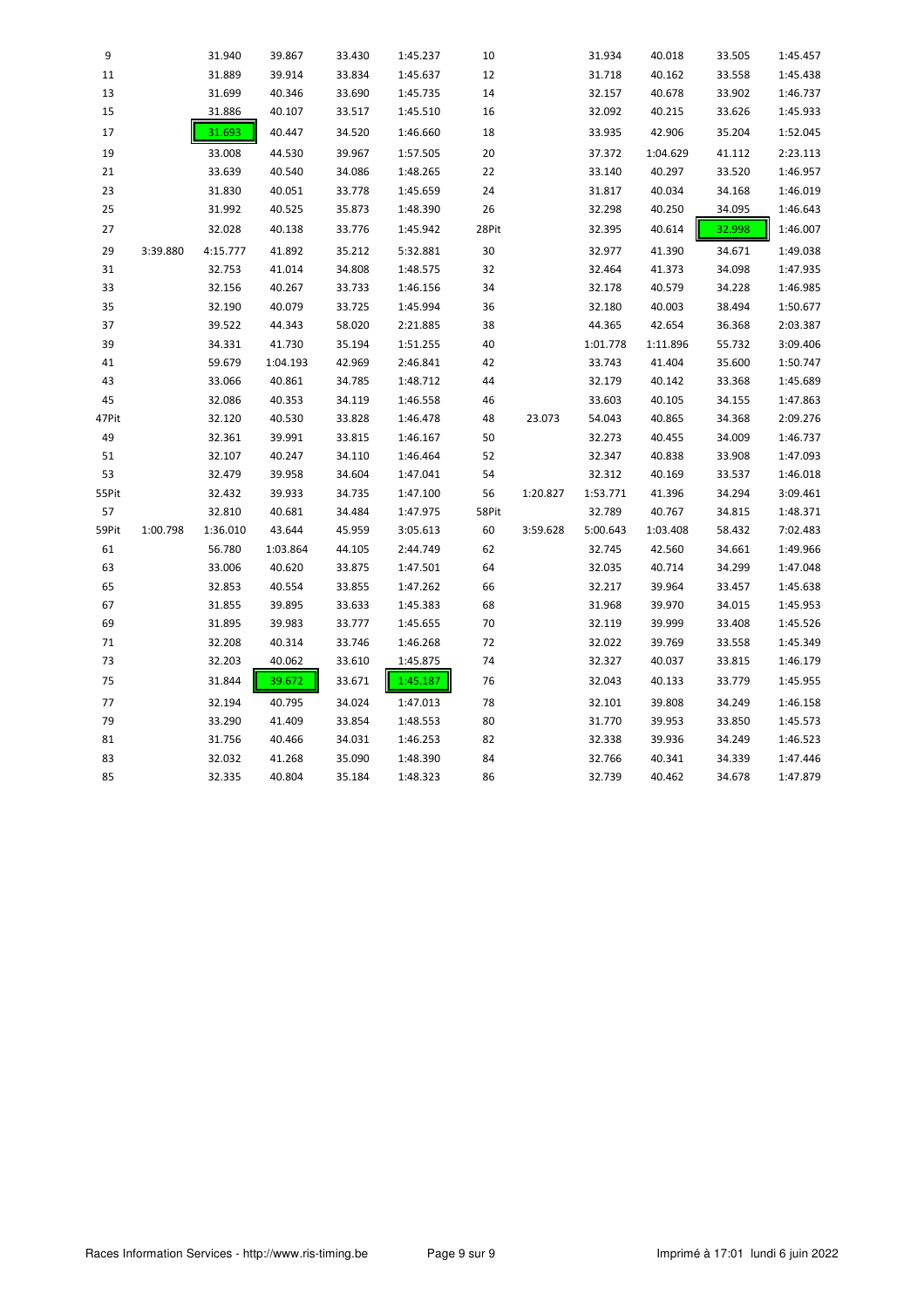| | | | | | | | | | | | | |
|---|---|---|---|---|---|---|---|---|---|---|---|---|
| 9 | | 31.940 | 39.867 | 33.430 | 1:45.237 | | 10 | | 31.934 | 40.018 | 33.505 | 1:45.457 |
| 11 | | 31.889 | 39.914 | 33.834 | 1:45.637 | | 12 | | 31.718 | 40.162 | 33.558 | 1:45.438 |
| 13 | | 31.699 | 40.346 | 33.690 | 1:45.735 | | 14 | | 32.157 | 40.678 | 33.902 | 1:46.737 |
| 15 | | 31.886 | 40.107 | 33.517 | 1:45.510 | | 16 | | 32.092 | 40.215 | 33.626 | 1:45.933 |
| 17 | | 31.693 | 40.447 | 34.520 | 1:46.660 | | 18 | | 33.935 | 42.906 | 35.204 | 1:52.045 |
| 19 | | 33.008 | 44.530 | 39.967 | 1:57.505 | | 20 | | 37.372 | 1:04.629 | 41.112 | 2:23.113 |
| 21 | | 33.639 | 40.540 | 34.086 | 1:48.265 | | 22 | | 33.140 | 40.297 | 33.520 | 1:46.957 |
| 23 | | 31.830 | 40.051 | 33.778 | 1:45.659 | | 24 | | 31.817 | 40.034 | 34.168 | 1:46.019 |
| 25 | | 31.992 | 40.525 | 35.873 | 1:48.390 | | 26 | | 32.298 | 40.250 | 34.095 | 1:46.643 |
| 27 | | 32.028 | 40.138 | 33.776 | 1:45.942 | | 28Pit | | 32.395 | 40.614 | 32.998 | 1:46.007 |
| 29 | 3:39.880 | 4:15.777 | 41.892 | 35.212 | 5:32.881 | | 30 | | 32.977 | 41.390 | 34.671 | 1:49.038 |
| 31 | | 32.753 | 41.014 | 34.808 | 1:48.575 | | 32 | | 32.464 | 41.373 | 34.098 | 1:47.935 |
| 33 | | 32.156 | 40.267 | 33.733 | 1:46.156 | | 34 | | 32.178 | 40.579 | 34.228 | 1:46.985 |
| 35 | | 32.190 | 40.079 | 33.725 | 1:45.994 | | 36 | | 32.180 | 40.003 | 38.494 | 1:50.677 |
| 37 | | 39.522 | 44.343 | 58.020 | 2:21.885 | | 38 | | 44.365 | 42.654 | 36.368 | 2:03.387 |
| 39 | | 34.331 | 41.730 | 35.194 | 1:51.255 | | 40 | | 1:01.778 | 1:11.896 | 55.732 | 3:09.406 |
| 41 | | 59.679 | 1:04.193 | 42.969 | 2:46.841 | | 42 | | 33.743 | 41.404 | 35.600 | 1:50.747 |
| 43 | | 33.066 | 40.861 | 34.785 | 1:48.712 | | 44 | | 32.179 | 40.142 | 33.368 | 1:45.689 |
| 45 | | 32.086 | 40.353 | 34.119 | 1:46.558 | | 46 | | 33.603 | 40.105 | 34.155 | 1:47.863 |
| 47Pit | | 32.120 | 40.530 | 33.828 | 1:46.478 | | 48 | 23.073 | 54.043 | 40.865 | 34.368 | 2:09.276 |
| 49 | | 32.361 | 39.991 | 33.815 | 1:46.167 | | 50 | | 32.273 | 40.455 | 34.009 | 1:46.737 |
| 51 | | 32.107 | 40.247 | 34.110 | 1:46.464 | | 52 | | 32.347 | 40.838 | 33.908 | 1:47.093 |
| 53 | | 32.479 | 39.958 | 34.604 | 1:47.041 | | 54 | | 32.312 | 40.169 | 33.537 | 1:46.018 |
| 55Pit | | 32.432 | 39.933 | 34.735 | 1:47.100 | | 56 | 1:20.827 | 1:53.771 | 41.396 | 34.294 | 3:09.461 |
| 57 | | 32.810 | 40.681 | 34.484 | 1:47.975 | | 58Pit | | 32.789 | 40.767 | 34.815 | 1:48.371 |
| 59Pit | 1:00.798 | 1:36.010 | 43.644 | 45.959 | 3:05.613 | | 60 | 3:59.628 | 5:00.643 | 1:03.408 | 58.432 | 7:02.483 |
| 61 | | 56.780 | 1:03.864 | 44.105 | 2:44.749 | | 62 | | 32.745 | 42.560 | 34.661 | 1:49.966 |
| 63 | | 33.006 | 40.620 | 33.875 | 1:47.501 | | 64 | | 32.035 | 40.714 | 34.299 | 1:47.048 |
| 65 | | 32.853 | 40.554 | 33.855 | 1:47.262 | | 66 | | 32.217 | 39.964 | 33.457 | 1:45.638 |
| 67 | | 31.855 | 39.895 | 33.633 | 1:45.383 | | 68 | | 31.968 | 39.970 | 34.015 | 1:45.953 |
| 69 | | 31.895 | 39.983 | 33.777 | 1:45.655 | | 70 | | 32.119 | 39.999 | 33.408 | 1:45.526 |
| 71 | | 32.208 | 40.314 | 33.746 | 1:46.268 | | 72 | | 32.022 | 39.769 | 33.558 | 1:45.349 |
| 73 | | 32.203 | 40.062 | 33.610 | 1:45.875 | | 74 | | 32.327 | 40.037 | 33.815 | 1:46.179 |
| 75 | | 31.844 | 39.672 | 33.671 | 1:45.187 | | 76 | | 32.043 | 40.133 | 33.779 | 1:45.955 |
| 77 | | 32.194 | 40.795 | 34.024 | 1:47.013 | | 78 | | 32.101 | 39.808 | 34.249 | 1:46.158 |
| 79 | | 33.290 | 41.409 | 33.854 | 1:48.553 | | 80 | | 31.770 | 39.953 | 33.850 | 1:45.573 |
| 81 | | 31.756 | 40.466 | 34.031 | 1:46.253 | | 82 | | 32.338 | 39.936 | 34.249 | 1:46.523 |
| 83 | | 32.032 | 41.268 | 35.090 | 1:48.390 | | 84 | | 32.766 | 40.341 | 34.339 | 1:47.446 |
| 85 | | 32.335 | 40.804 | 35.184 | 1:48.323 | | 86 | | 32.739 | 40.462 | 34.678 | 1:47.879 |

Races Information Services - http://www.ris-timing.be

Imprimé à 17:01 lundi 6 juin 2022